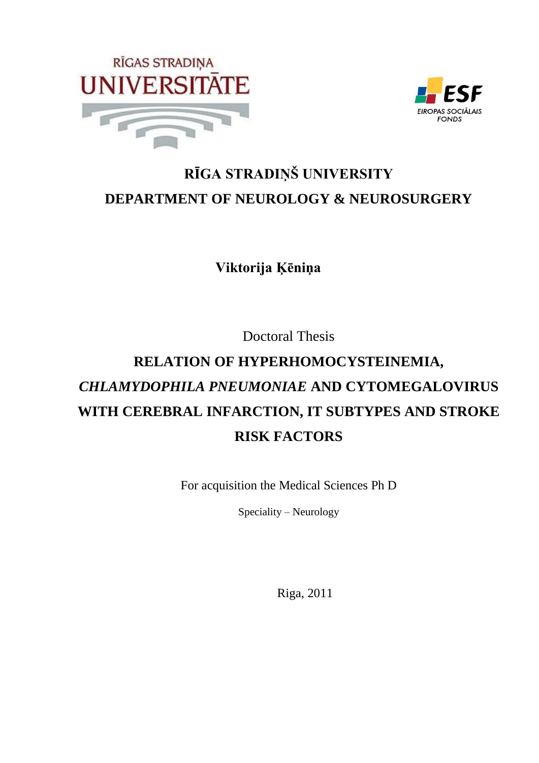RĪGAS STRADIŅA UNIVERSITĀTE

ESF EIROPAS SOCIĀLAIS FONDS

# RĪGA STRADIŅŠ UNIVERSITY
## DEPARTMENT OF NEUROLOGY & NEUROSURGERY

**Viktorija Ķēniņa**

Doctoral Thesis

# RELATION OF HYPERHOMOCYSTEINEMIA, *CHLAMYDOPHILA PNEUMONIAE* AND CYTOMEGALOVIRUS WITH CEREBRAL INFARCTION, IT SUBTYPES AND STROKE RISK FACTORS

For acquisition the Medical Sciences Ph D

Speciality – Neurology

Riga, 2011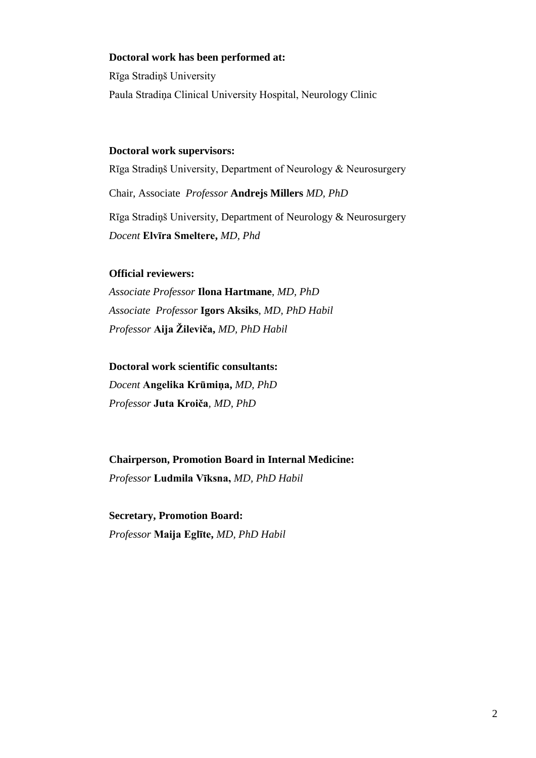**Doctoral work has been performed at:**

Rīga Stradiņš University

Paula Stradiņa Clinical University Hospital, Neurology Clinic

**Doctoral work supervisors:**

Rīga Stradiņš University, Department of Neurology & Neurosurgery

Chair, Associate *Professor* **Andrejs Millers** *MD, PhD*

Rīga Stradiņš University, Department of Neurology & Neurosurgery

*Docent* **Elvīra Smeltere,** *MD, Phd*

**Official reviewers:**

*Associate Professor* **Ilona Hartmane**, *MD, PhD*

*Associate Professor* **Igors Aksiks**, *MD, PhD Habil*

*Professor* **Aija Žileviča,** *MD, PhD Habil*

**Doctoral work scientific consultants:**

*Docent* **Angelika Krūmiņa,** *MD, PhD*

*Professor* **Juta Kroiča**, *MD, PhD*

**Chairperson, Promotion Board in Internal Medicine:**

*Professor* **Ludmila Vīksna,** *MD, PhD Habil*

**Secretary, Promotion Board:**

*Professor* **Maija Eglīte,** *MD, PhD Habil*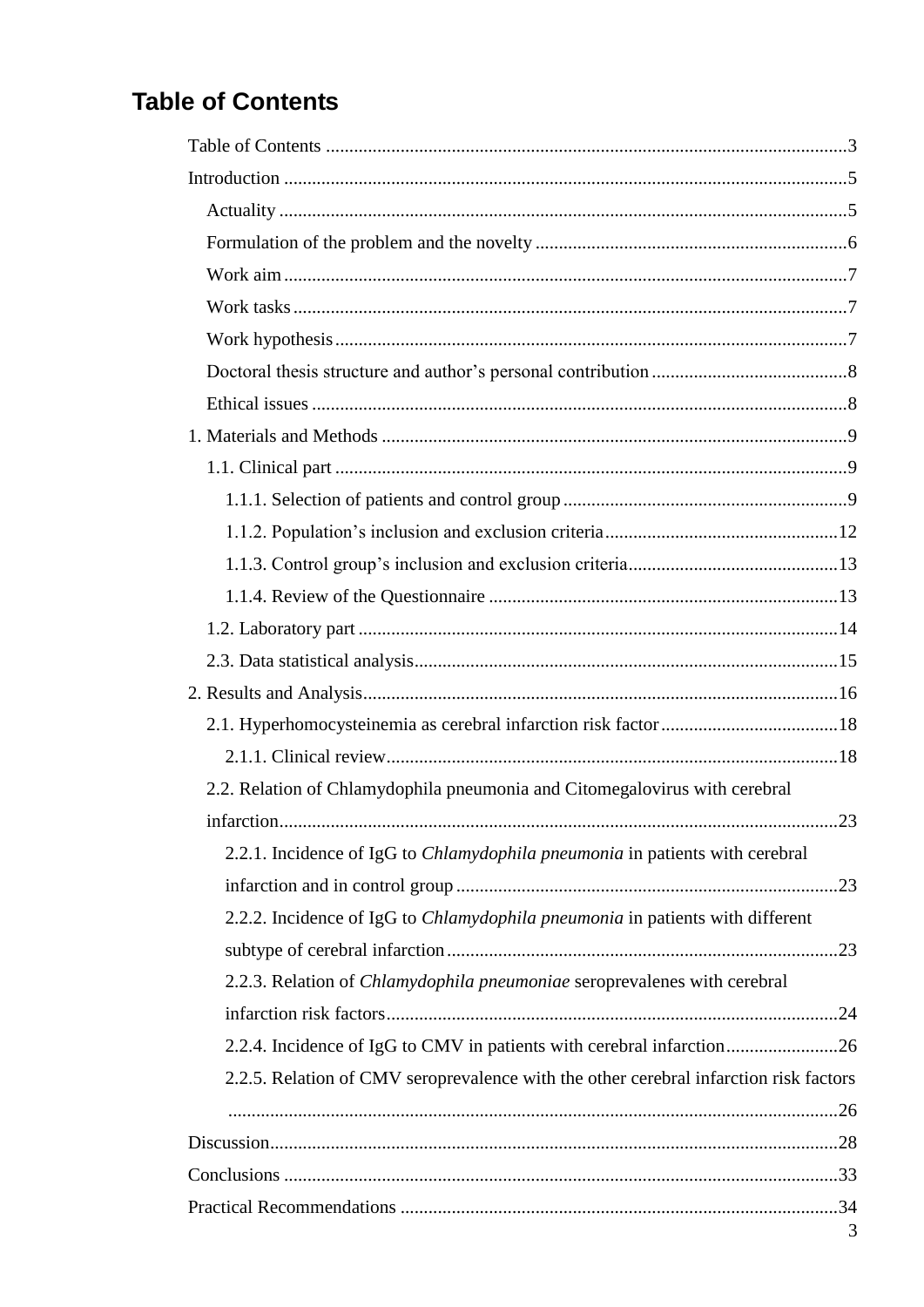# Table of Contents

- Table of Contents ... 3
- Introduction ... 5
  - Actuality ... 5
  - Formulation of the problem and the novelty ... 6
  - Work aim ... 7
  - Work tasks ... 7
  - Work hypothesis ... 7
  - Doctoral thesis structure and author's personal contribution ... 8
  - Ethical issues ... 8
- 1. Materials and Methods ... 9
  - 1.1. Clinical part ... 9
    - 1.1.1. Selection of patients and control group ... 9
    - 1.1.2. Population's inclusion and exclusion criteria ... 12
    - 1.1.3. Control group's inclusion and exclusion criteria ... 13
    - 1.1.4. Review of the Questionnaire ... 13
  - 1.2. Laboratory part ... 14
  - 2.3. Data statistical analysis ... 15
- 2. Results and Analysis ... 16
  - 2.1. Hyperhomocysteinemia as cerebral infarction risk factor ... 18
    - 2.1.1. Clinical review ... 18
  - 2.2. Relation of Chlamydophila pneumonia and Citomegalovirus with cerebral infarction ... 23
    - 2.2.1. Incidence of IgG to *Chlamydophila pneumonia* in patients with cerebral infarction and in control group ... 23
    - 2.2.2. Incidence of IgG to *Chlamydophila pneumonia* in patients with different subtype of cerebral infarction ... 23
    - 2.2.3. Relation of *Chlamydophila pneumoniae* seroprevalenes with cerebral infarction risk factors ... 24
    - 2.2.4. Incidence of IgG to CMV in patients with cerebral infarction ... 26
    - 2.2.5. Relation of CMV seroprevalence with the other cerebral infarction risk factors ... 26
- Discussion ... 28
- Conclusions ... 33
- Practical Recommendations ... 34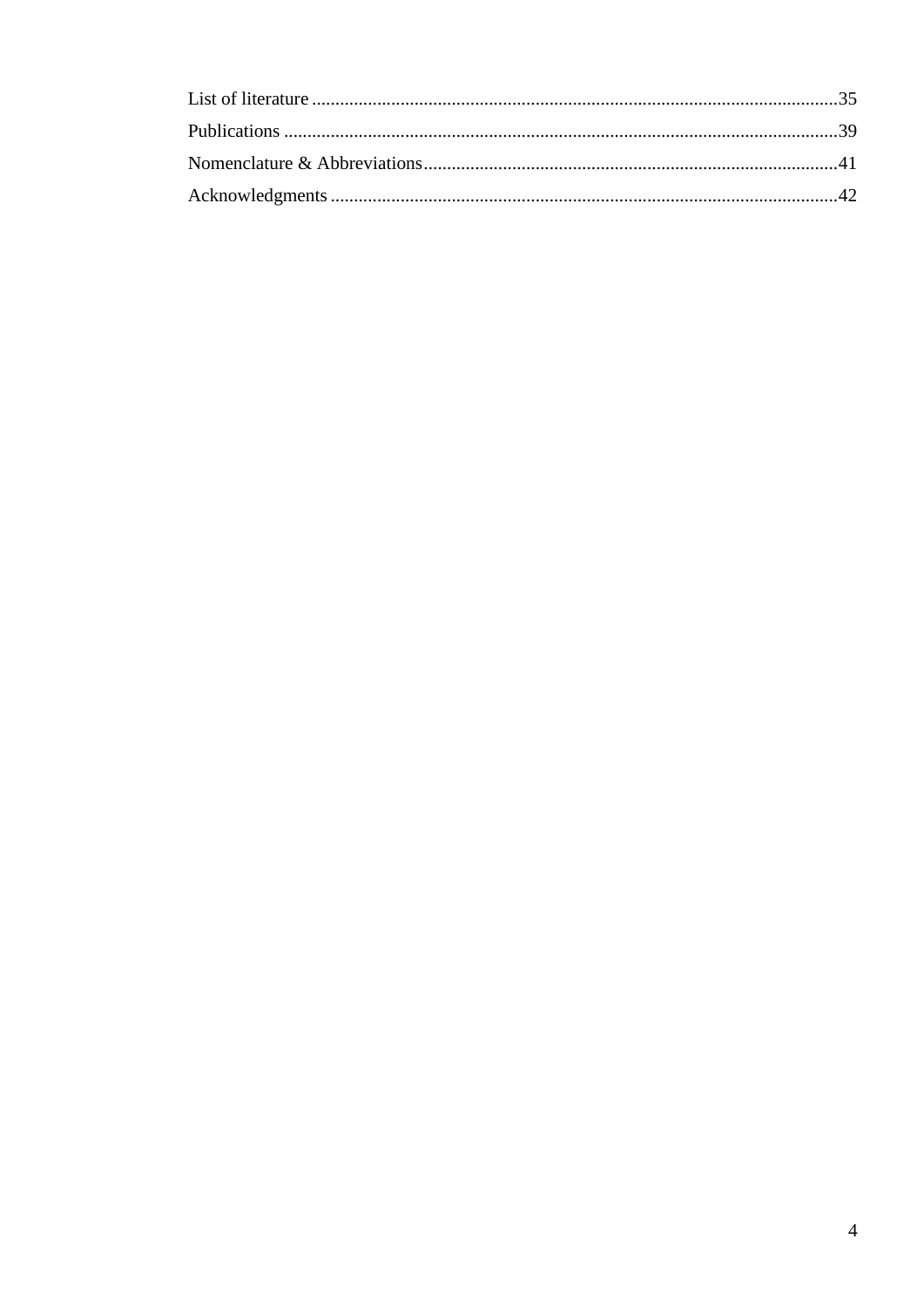List of literature ....................................................................................................35

Publications ...........................................................................................................39

Nomenclature & Abbreviations.............................................................................41

Acknowledgments ..................................................................................................42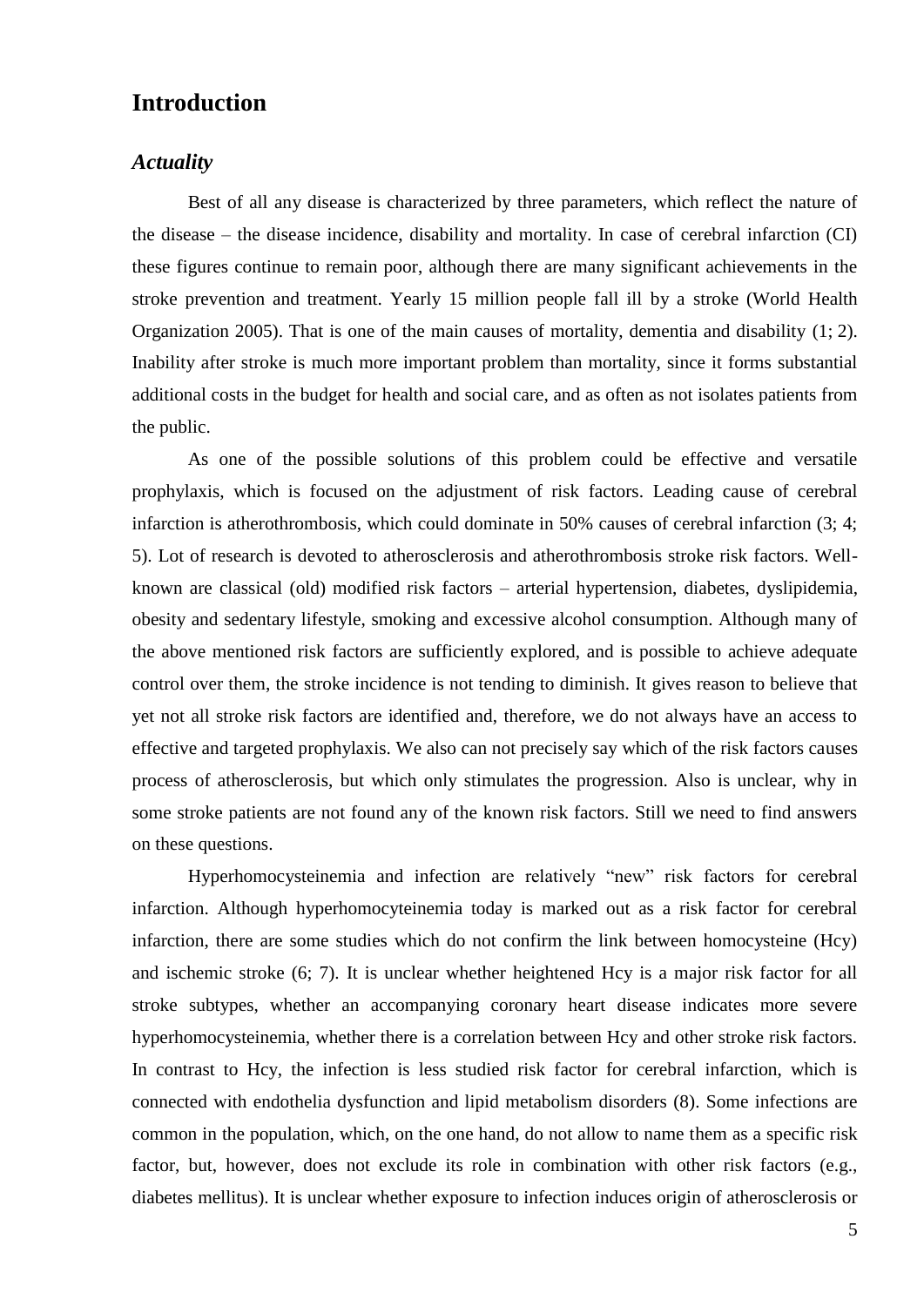# Introduction

## *Actuality*

Best of all any disease is characterized by three parameters, which reflect the nature of the disease – the disease incidence, disability and mortality. In case of cerebral infarction (CI) these figures continue to remain poor, although there are many significant achievements in the stroke prevention and treatment. Yearly 15 million people fall ill by a stroke (World Health Organization 2005). That is one of the main causes of mortality, dementia and disability (1; 2). Inability after stroke is much more important problem than mortality, since it forms substantial additional costs in the budget for health and social care, and as often as not isolates patients from the public.

As one of the possible solutions of this problem could be effective and versatile prophylaxis, which is focused on the adjustment of risk factors. Leading cause of cerebral infarction is atherothrombosis, which could dominate in 50% causes of cerebral infarction (3; 4; 5). Lot of research is devoted to atherosclerosis and atherothrombosis stroke risk factors. Well-known are classical (old) modified risk factors – arterial hypertension, diabetes, dyslipidemia, obesity and sedentary lifestyle, smoking and excessive alcohol consumption. Although many of the above mentioned risk factors are sufficiently explored, and is possible to achieve adequate control over them, the stroke incidence is not tending to diminish. It gives reason to believe that yet not all stroke risk factors are identified and, therefore, we do not always have an access to effective and targeted prophylaxis. We also can not precisely say which of the risk factors causes process of atherosclerosis, but which only stimulates the progression. Also is unclear, why in some stroke patients are not found any of the known risk factors. Still we need to find answers on these questions.

Hyperhomocysteinemia and infection are relatively "new" risk factors for cerebral infarction. Although hyperhomocyteinemia today is marked out as a risk factor for cerebral infarction, there are some studies which do not confirm the link between homocysteine (Hcy) and ischemic stroke (6; 7). It is unclear whether heightened Hcy is a major risk factor for all stroke subtypes, whether an accompanying coronary heart disease indicates more severe hyperhomocysteinemia, whether there is a correlation between Hcy and other stroke risk factors. In contrast to Hcy, the infection is less studied risk factor for cerebral infarction, which is connected with endothelia dysfunction and lipid metabolism disorders (8). Some infections are common in the population, which, on the one hand, do not allow to name them as a specific risk factor, but, however, does not exclude its role in combination with other risk factors (e.g., diabetes mellitus). It is unclear whether exposure to infection induces origin of atherosclerosis or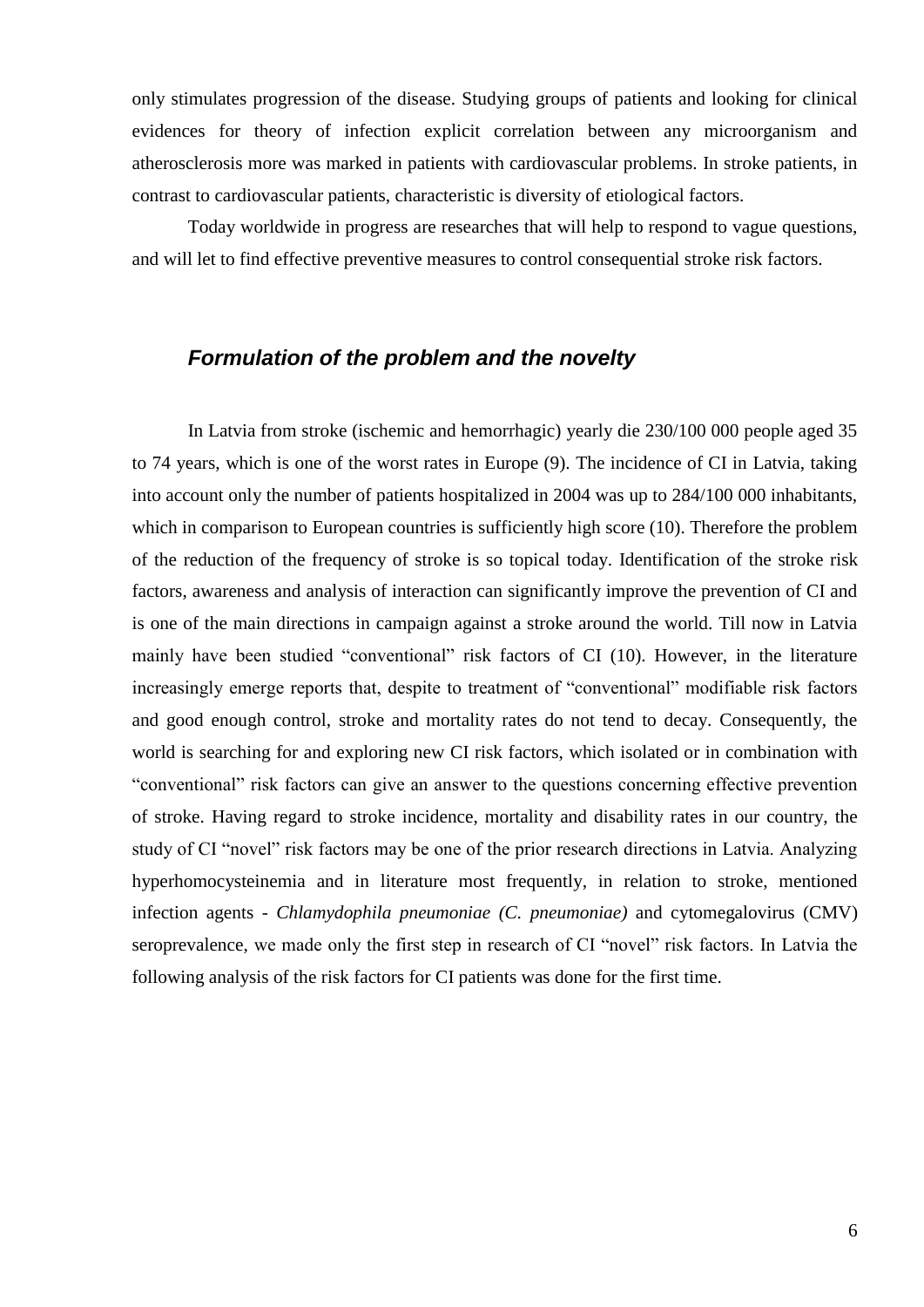only stimulates progression of the disease. Studying groups of patients and looking for clinical evidences for theory of infection explicit correlation between any microorganism and atherosclerosis more was marked in patients with cardiovascular problems. In stroke patients, in contrast to cardiovascular patients, characteristic is diversity of etiological factors.

Today worldwide in progress are researches that will help to respond to vague questions, and will let to find effective preventive measures to control consequential stroke risk factors.

## ***Formulation of the problem and the novelty***

In Latvia from stroke (ischemic and hemorrhagic) yearly die 230/100 000 people aged 35 to 74 years, which is one of the worst rates in Europe (9). The incidence of CI in Latvia, taking into account only the number of patients hospitalized in 2004 was up to 284/100 000 inhabitants, which in comparison to European countries is sufficiently high score (10). Therefore the problem of the reduction of the frequency of stroke is so topical today. Identification of the stroke risk factors, awareness and analysis of interaction can significantly improve the prevention of CI and is one of the main directions in campaign against a stroke around the world. Till now in Latvia mainly have been studied "conventional" risk factors of CI (10). However, in the literature increasingly emerge reports that, despite to treatment of "conventional" modifiable risk factors and good enough control, stroke and mortality rates do not tend to decay. Consequently, the world is searching for and exploring new CI risk factors, which isolated or in combination with "conventional" risk factors can give an answer to the questions concerning effective prevention of stroke. Having regard to stroke incidence, mortality and disability rates in our country, the study of CI "novel" risk factors may be one of the prior research directions in Latvia. Analyzing hyperhomocysteinemia and in literature most frequently, in relation to stroke, mentioned infection agents - *Chlamydophila pneumoniae (C. pneumoniae)* and cytomegalovirus (CMV) seroprevalence, we made only the first step in research of CI "novel" risk factors. In Latvia the following analysis of the risk factors for CI patients was done for the first time.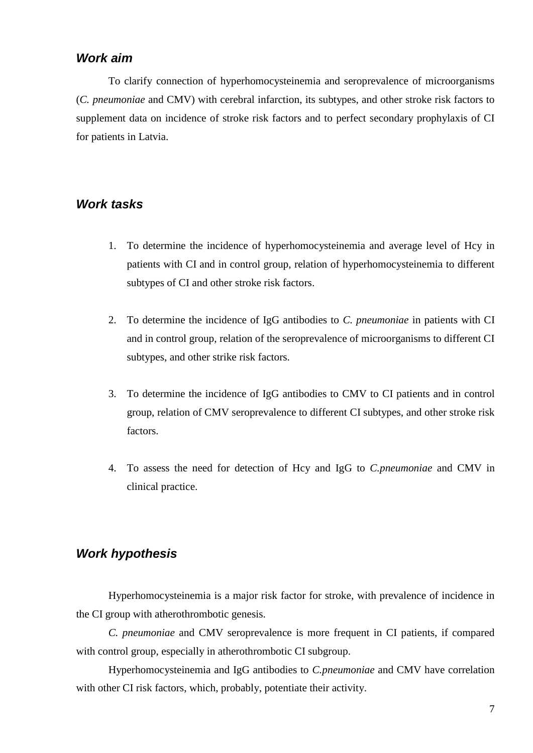### *Work aim*

To clarify connection of hyperhomocysteinemia and seroprevalence of microorganisms (*C. pneumoniae* and CMV) with cerebral infarction, its subtypes, and other stroke risk factors to supplement data on incidence of stroke risk factors and to perfect secondary prophylaxis of CI for patients in Latvia.

### *Work tasks*

1. To determine the incidence of hyperhomocysteinemia and average level of Hcy in patients with CI and in control group, relation of hyperhomocysteinemia to different subtypes of CI and other stroke risk factors.

2. To determine the incidence of IgG antibodies to *C. pneumoniae* in patients with CI and in control group, relation of the seroprevalence of microorganisms to different CI subtypes, and other strike risk factors.

3. To determine the incidence of IgG antibodies to CMV to CI patients and in control group, relation of CMV seroprevalence to different CI subtypes, and other stroke risk factors.

4. To assess the need for detection of Hcy and IgG to *C.pneumoniae* and CMV in clinical practice.

### *Work hypothesis*

Hyperhomocysteinemia is a major risk factor for stroke, with prevalence of incidence in the CI group with atherothrombotic genesis.

*C. pneumoniae* and CMV seroprevalence is more frequent in CI patients, if compared with control group, especially in atherothrombotic CI subgroup.

Hyperhomocysteinemia and IgG antibodies to *C.pneumoniae* and CMV have correlation with other CI risk factors, which, probably, potentiate their activity.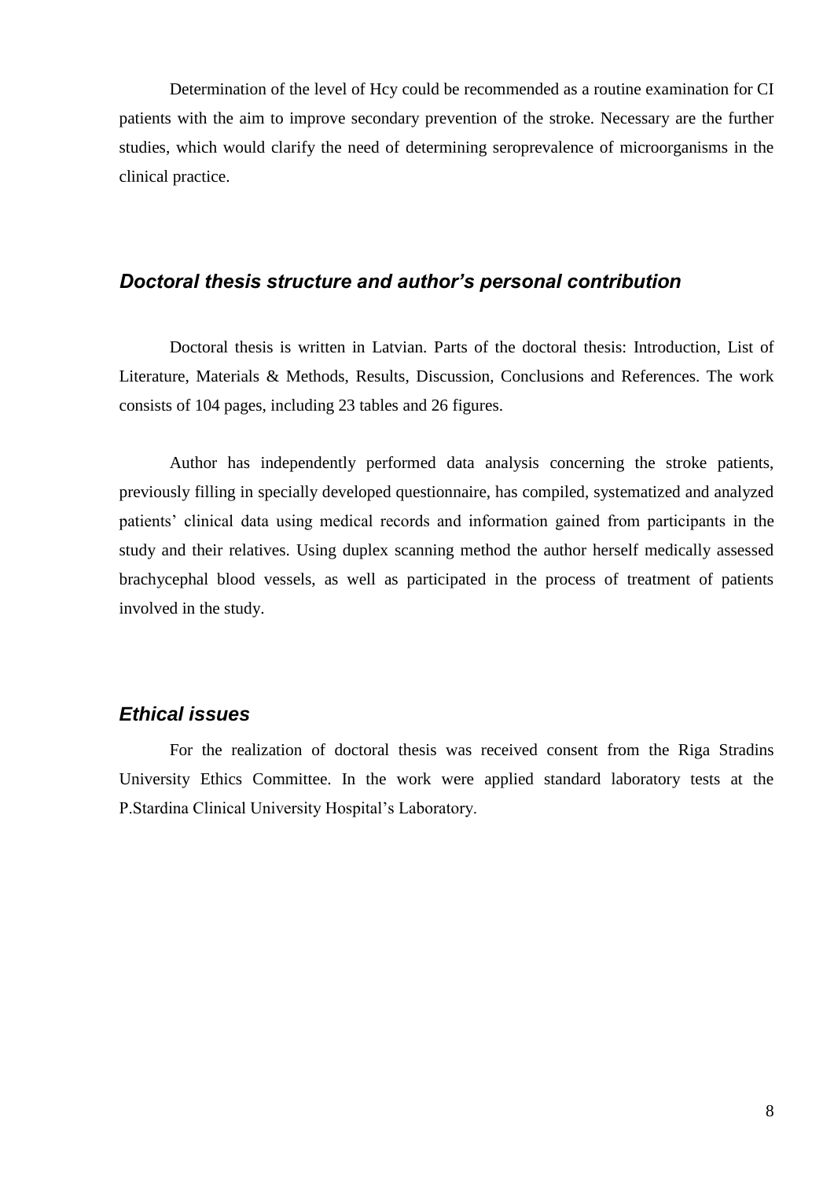Determination of the level of Hcy could be recommended as a routine examination for CI patients with the aim to improve secondary prevention of the stroke. Necessary are the further studies, which would clarify the need of determining seroprevalence of microorganisms in the clinical practice.

## *Doctoral thesis structure and author's personal contribution*

Doctoral thesis is written in Latvian. Parts of the doctoral thesis: Introduction, List of Literature, Materials & Methods, Results, Discussion, Conclusions and References. The work consists of 104 pages, including 23 tables and 26 figures.

Author has independently performed data analysis concerning the stroke patients, previously filling in specially developed questionnaire, has compiled, systematized and analyzed patients' clinical data using medical records and information gained from participants in the study and their relatives. Using duplex scanning method the author herself medically assessed brachycephal blood vessels, as well as participated in the process of treatment of patients involved in the study.

## *Ethical issues*

For the realization of doctoral thesis was received consent from the Riga Stradins University Ethics Committee. In the work were applied standard laboratory tests at the P.Stardina Clinical University Hospital's Laboratory.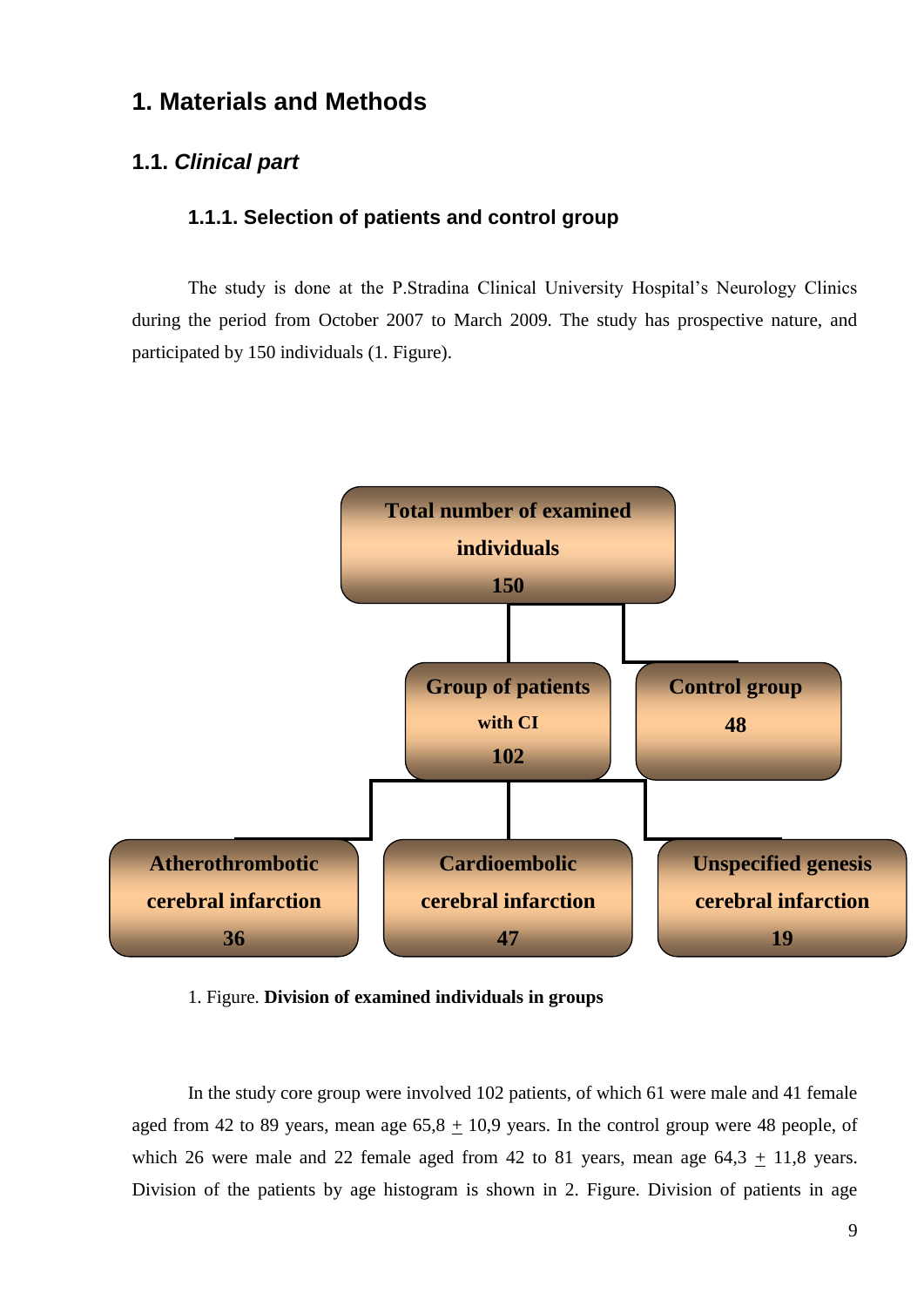# 1. Materials and Methods

## 1.1. *Clinical part*

### 1.1.1. Selection of patients and control group

The study is done at the P.Stradina Clinical University Hospital's Neurology Clinics during the period from October 2007 to March 2009. The study has prospective nature, and participated by 150 individuals (1. Figure).

**Total number of examined individuals 150**

**Group of patients with CI 102**

**Control group 48**

**Atherothrombotic cerebral infarction 36**

**Cardioembolic cerebral infarction 47**

**Unspecified genesis cerebral infarction 19**

1. Figure. **Division of examined individuals in groups**

In the study core group were involved 102 patients, of which 61 were male and 41 female aged from 42 to 89 years, mean age 65,8 $\pm$ 10,9 years. In the control group were 48 people, of which 26 were male and 22 female aged from 42 to 81 years, mean age 64,3 $\pm$ 11,8 years. Division of the patients by age histogram is shown in 2. Figure. Division of patients in age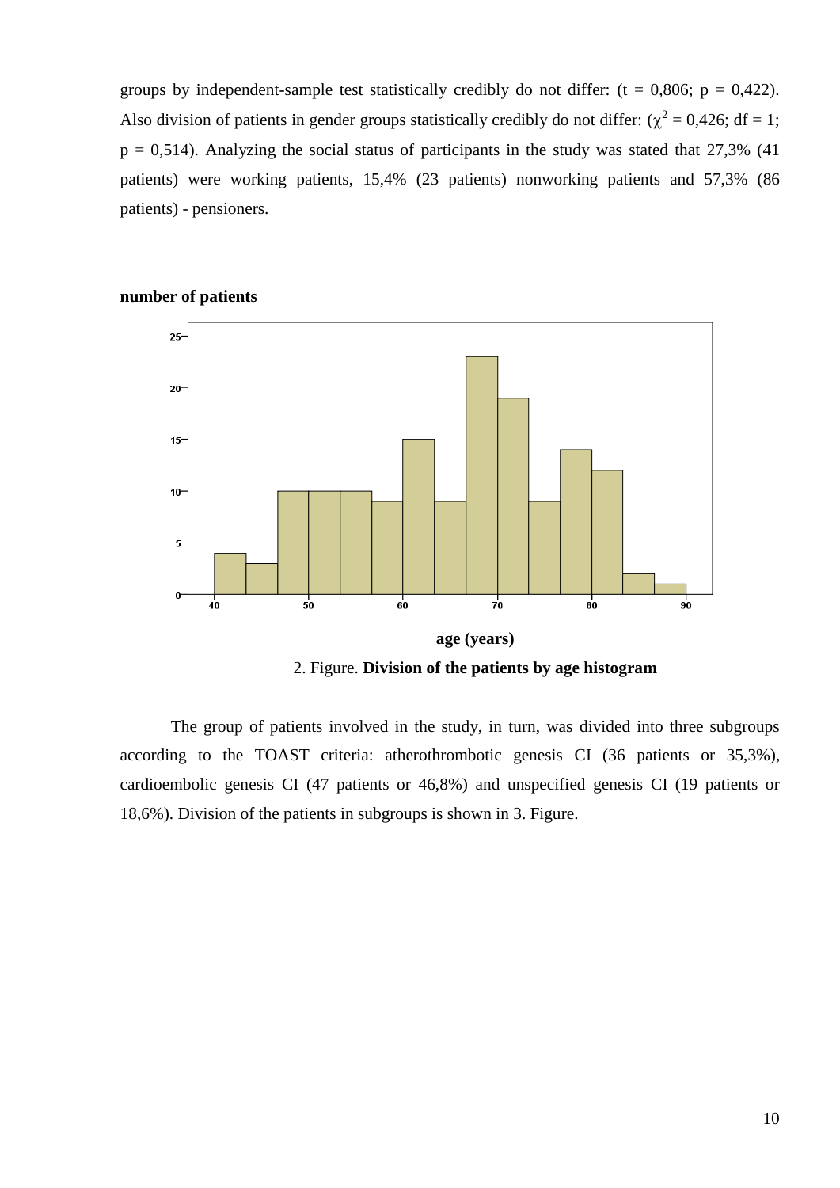groups by independent-sample test statistically credibly do not differ: (t = 0,806; p = 0,422). Also division of patients in gender groups statistically credibly do not differ: ($\chi^2$ = 0,426; df = 1; p = 0,514). Analyzing the social status of participants in the study was stated that 27,3% (41 patients) were working patients, 15,4% (23 patients) nonworking patients and 57,3% (86 patients) - pensioners.

**number of patients**

**age (years)**

2. Figure. **Division of the patients by age histogram**

The group of patients involved in the study, in turn, was divided into three subgroups according to the TOAST criteria: atherothrombotic genesis CI (36 patients or 35,3%), cardioembolic genesis CI (47 patients or 46,8%) and unspecified genesis CI (19 patients or 18,6%). Division of the patients in subgroups is shown in 3. Figure.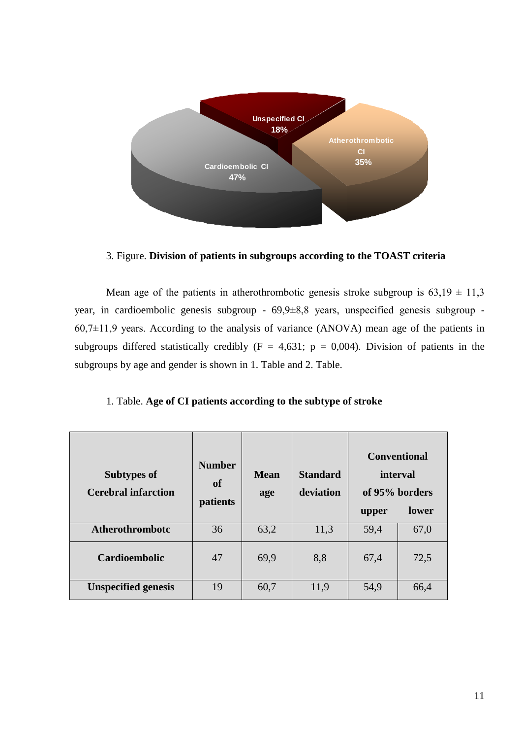3. Figure. **Division of patients in subgroups according to the TOAST criteria**

Mean age of the patients in atherothrombotic genesis stroke subgroup is 63,19 ± 11,3 year, in cardioembolic genesis subgroup - 69,9±8,8 years, unspecified genesis subgroup - 60,7±11,9 years. According to the analysis of variance (ANOVA) mean age of the patients in subgroups differed statistically credibly ($F = 4{,}631$; $p = 0{,}004$). Division of patients in the subgroups by age and gender is shown in 1. Table and 2. Table.

1. Table. **Age of CI patients according to the subtype of stroke**

| **Subtypes of Cerebral infarction** | **Number of patients** | **Mean age** | **Standard deviation** | **Conventional interval of 95% borders** | |
|---|---|---|---|---|---|
| | | | | **upper** | **lower** |
| **Atherothrombotc** | 36 | 63,2 | 11,3 | 59,4 | 67,0 |
| **Cardioembolic** | 47 | 69,9 | 8,8 | 67,4 | 72,5 |
| **Unspecified genesis** | 19 | 60,7 | 11,9 | 54,9 | 66,4 |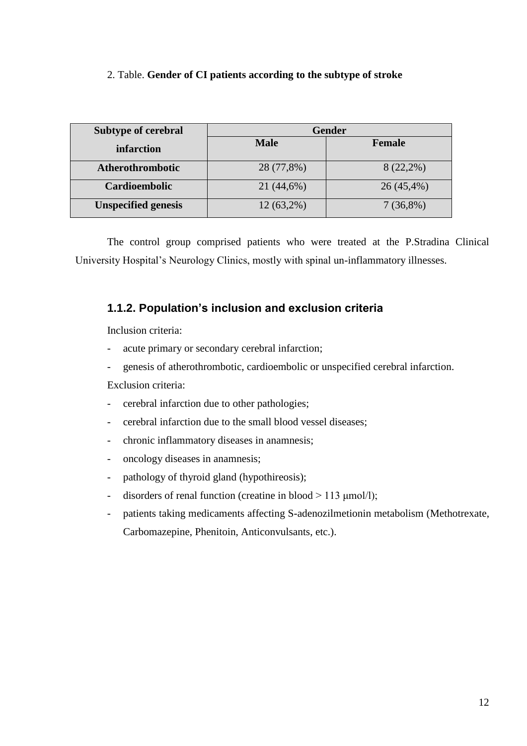2. Table. **Gender of CI patients according to the subtype of stroke**

| Subtype of cerebral infarction | Gender | |
|---|---|---|
| | **Male** | **Female** |
| **Atherothrombotic** | 28 (77,8%) | 8 (22,2%) |
| **Cardioembolic** | 21 (44,6%) | 26 (45,4%) |
| **Unspecified genesis** | 12 (63,2%) | 7 (36,8%) |

The control group comprised patients who were treated at the P.Stradina Clinical University Hospital's Neurology Clinics, mostly with spinal un-inflammatory illnesses.

### 1.1.2. Population's inclusion and exclusion criteria

Inclusion criteria:

- acute primary or secondary cerebral infarction;
- genesis of atherothrombotic, cardioembolic or unspecified cerebral infarction.

Exclusion criteria:

- cerebral infarction due to other pathologies;
- cerebral infarction due to the small blood vessel diseases;
- chronic inflammatory diseases in anamnesis;
- oncology diseases in anamnesis;
- pathology of thyroid gland (hypothireosis);
- disorders of renal function (creatine in blood > 113 μmol/l);
- patients taking medicaments affecting S-adenozilmetionin metabolism (Methotrexate, Carbomazepine, Phenitoin, Anticonvulsants, etc.).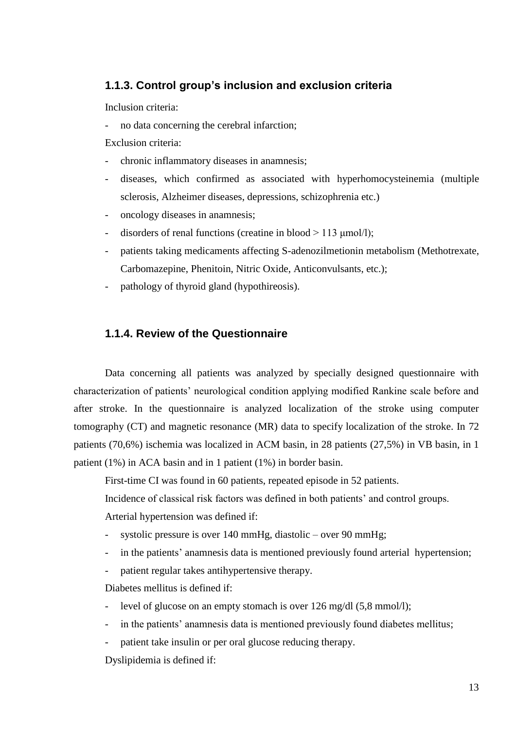### 1.1.3. Control group's inclusion and exclusion criteria

Inclusion criteria:

- no data concerning the cerebral infarction;

Exclusion criteria:

- chronic inflammatory diseases in anamnesis;
- diseases, which confirmed as associated with hyperhomocysteinemia (multiple sclerosis, Alzheimer diseases, depressions, schizophrenia etc.)
- oncology diseases in anamnesis;
- disorders of renal functions (creatine in blood > 113 μmol/l);
- patients taking medicaments affecting S-adenozilmetionin metabolism (Methotrexate, Carbomazepine, Phenitoin, Nitric Oxide, Anticonvulsants, etc.);
- pathology of thyroid gland (hypothireosis).

### 1.1.4. Review of the Questionnaire

Data concerning all patients was analyzed by specially designed questionnaire with characterization of patients' neurological condition applying modified Rankine scale before and after stroke. In the questionnaire is analyzed localization of the stroke using computer tomography (CT) and magnetic resonance (MR) data to specify localization of the stroke. In 72 patients (70,6%) ischemia was localized in ACM basin, in 28 patients (27,5%) in VB basin, in 1 patient (1%) in ACA basin and in 1 patient (1%) in border basin.

First-time CI was found in 60 patients, repeated episode in 52 patients.

Incidence of classical risk factors was defined in both patients' and control groups.

Arterial hypertension was defined if:

- systolic pressure is over 140 mmHg, diastolic – over 90 mmHg;
- in the patients' anamnesis data is mentioned previously found arterial hypertension;
- patient regular takes antihypertensive therapy.

Diabetes mellitus is defined if:

- level of glucose on an empty stomach is over 126 mg/dl (5,8 mmol/l);
- in the patients' anamnesis data is mentioned previously found diabetes mellitus;
- patient take insulin or per oral glucose reducing therapy.

Dyslipidemia is defined if: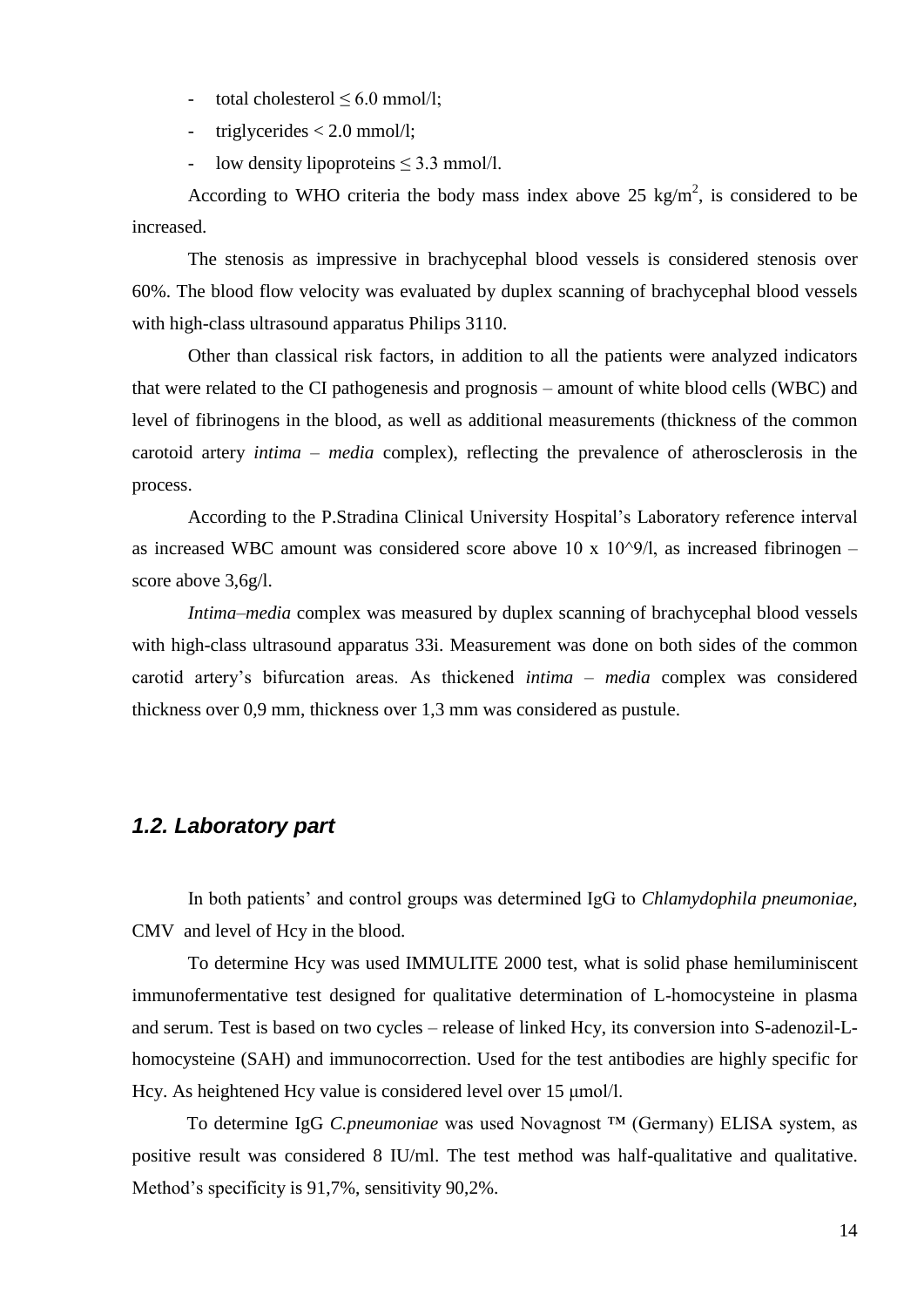- total cholesterol ≤ 6.0 mmol/l;
- triglycerides < 2.0 mmol/l;
- low density lipoproteins ≤ 3.3 mmol/l.

According to WHO criteria the body mass index above 25 $kg/m^2$, is considered to be increased.

The stenosis as impressive in brachycephal blood vessels is considered stenosis over 60%. The blood flow velocity was evaluated by duplex scanning of brachycephal blood vessels with high-class ultrasound apparatus Philips 3110.

Other than classical risk factors, in addition to all the patients were analyzed indicators that were related to the CI pathogenesis and prognosis – amount of white blood cells (WBC) and level of fibrinogens in the blood, as well as additional measurements (thickness of the common carotoid artery *intima* – *media* complex), reflecting the prevalence of atherosclerosis in the process.

According to the P.Stradina Clinical University Hospital's Laboratory reference interval as increased WBC amount was considered score above 10 x 10^9/l, as increased fibrinogen – score above 3,6g/l.

*Intima–media* complex was measured by duplex scanning of brachycephal blood vessels with high-class ultrasound apparatus 33i. Measurement was done on both sides of the common carotid artery's bifurcation areas. As thickened *intima* – *media* complex was considered thickness over 0,9 mm, thickness over 1,3 mm was considered as pustule.

## *1.2. Laboratory part*

In both patients' and control groups was determined IgG to *Chlamydophila pneumoniae,* CMV and level of Hcy in the blood.

To determine Hcy was used IMMULITE 2000 test, what is solid phase hemiluminiscent immunofermentative test designed for qualitative determination of L-homocysteine in plasma and serum. Test is based on two cycles – release of linked Hcy, its conversion into S-adenozil-L-homocysteine (SAH) and immunocorrection. Used for the test antibodies are highly specific for Hcy. As heightened Hcy value is considered level over 15 μmol/l.

To determine IgG *C.pneumoniae* was used Novagnost ™ (Germany) ELISA system, as positive result was considered 8 IU/ml. The test method was half-qualitative and qualitative. Method's specificity is 91,7%, sensitivity 90,2%.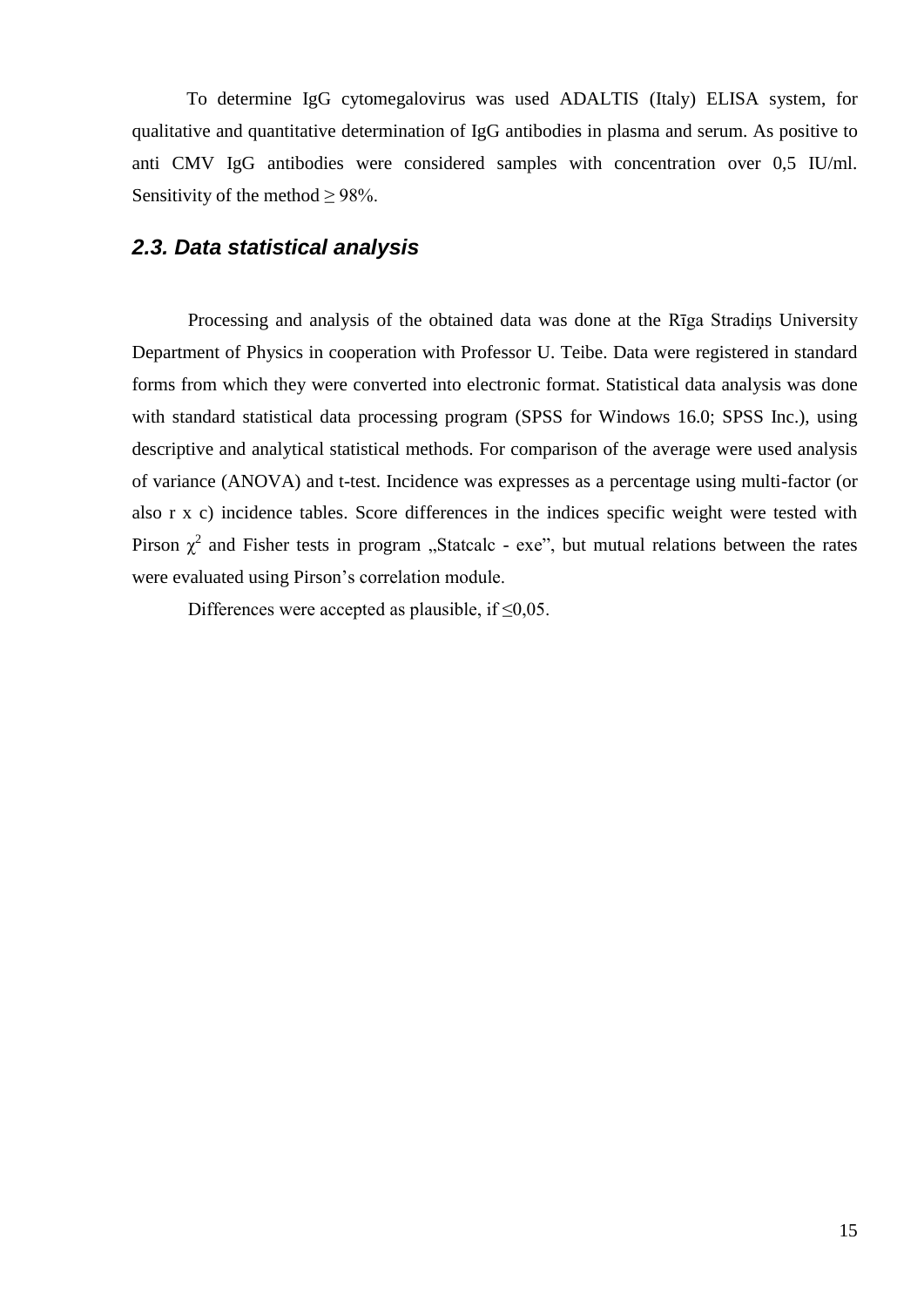To determine IgG cytomegalovirus was used ADALTIS (Italy) ELISA system, for qualitative and quantitative determination of IgG antibodies in plasma and serum. As positive to anti CMV IgG antibodies were considered samples with concentration over 0,5 IU/ml. Sensitivity of the method ≥ 98%.

### *2.3. Data statistical analysis*

Processing and analysis of the obtained data was done at the Rīga Stradiņs University Department of Physics in cooperation with Professor U. Teibe. Data were registered in standard forms from which they were converted into electronic format. Statistical data analysis was done with standard statistical data processing program (SPSS for Windows 16.0; SPSS Inc.), using descriptive and analytical statistical methods. For comparison of the average were used analysis of variance (ANOVA) and t-test. Incidence was expresses as a percentage using multi-factor (or also r x c) incidence tables. Score differences in the indices specific weight were tested with Pirson $\chi^2$ and Fisher tests in program „Statcalc - exe", but mutual relations between the rates were evaluated using Pirson's correlation module.

Differences were accepted as plausible, if ≤0,05.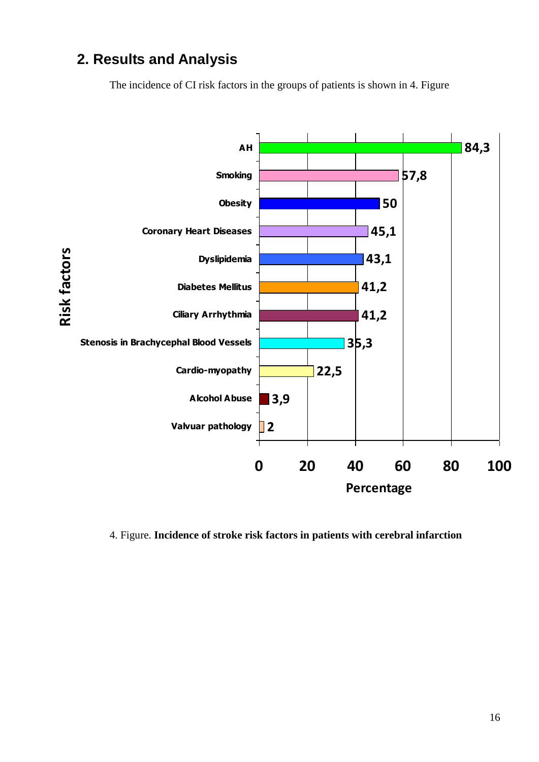## 2. Results and Analysis

The incidence of CI risk factors in the groups of patients is shown in 4. Figure

4. Figure. **Incidence of stroke risk factors in patients with cerebral infarction**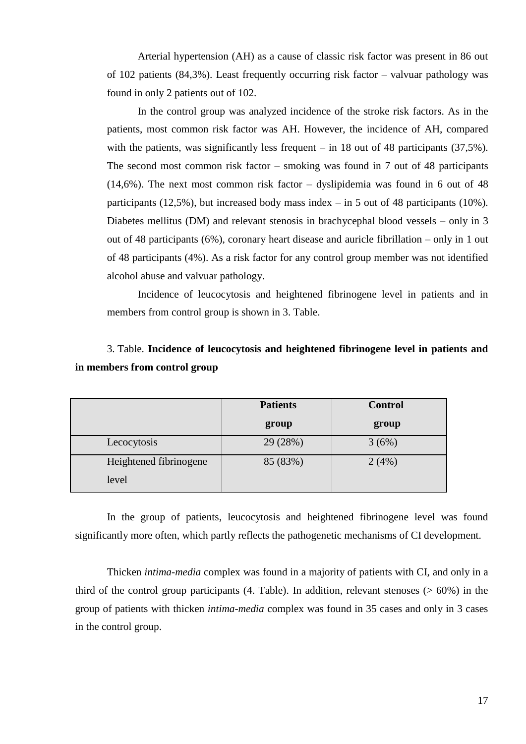Arterial hypertension (AH) as a cause of classic risk factor was present in 86 out of 102 patients (84,3%). Least frequently occurring risk factor – valvuar pathology was found in only 2 patients out of 102.

In the control group was analyzed incidence of the stroke risk factors. As in the patients, most common risk factor was AH. However, the incidence of AH, compared with the patients, was significantly less frequent – in 18 out of 48 participants (37,5%). The second most common risk factor – smoking was found in 7 out of 48 participants (14,6%). The next most common risk factor – dyslipidemia was found in 6 out of 48 participants (12,5%), but increased body mass index – in 5 out of 48 participants (10%). Diabetes mellitus (DM) and relevant stenosis in brachycephal blood vessels – only in 3 out of 48 participants (6%), coronary heart disease and auricle fibrillation – only in 1 out of 48 participants (4%). As a risk factor for any control group member was not identified alcohol abuse and valvuar pathology.

Incidence of leucocytosis and heightened fibrinogene level in patients and in members from control group is shown in 3. Table.

3. Table. **Incidence of leucocytosis and heightened fibrinogene level in patients and in members from control group**

| | **Patients group** | **Control group** |
|---|---|---|
| Lecocytosis | 29 (28%) | 3 (6%) |
| Heightened fibrinogene level | 85 (83%) | 2 (4%) |

In the group of patients, leucocytosis and heightened fibrinogene level was found significantly more often, which partly reflects the pathogenetic mechanisms of CI development.

Thicken *intima-media* complex was found in a majority of patients with CI, and only in a third of the control group participants (4. Table). In addition, relevant stenoses (> 60%) in the group of patients with thicken *intima-media* complex was found in 35 cases and only in 3 cases in the control group.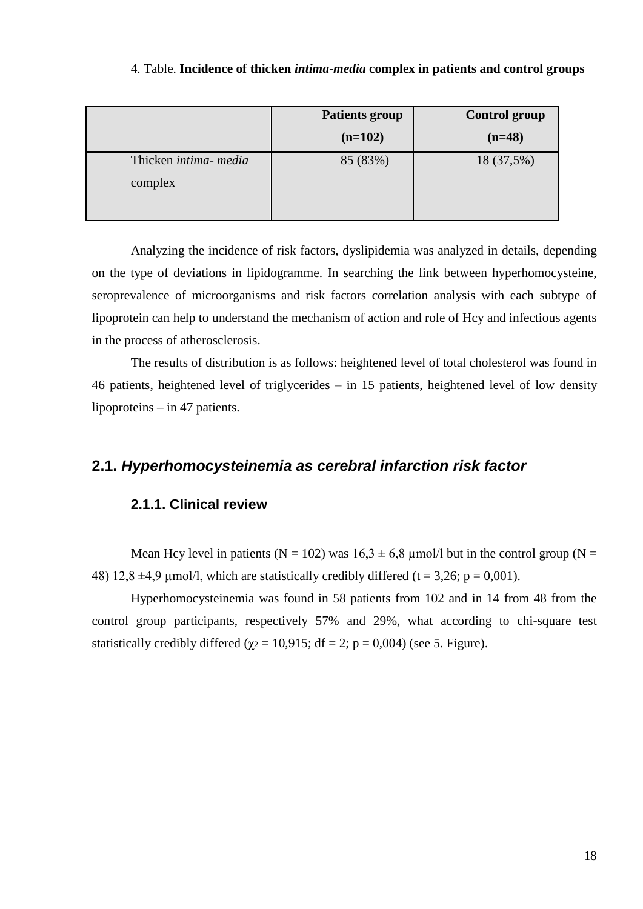4. Table. **Incidence of thicken *intima-media* complex in patients and control groups**

| | **Patients group (n=102)** | **Control group (n=48)** |
|---|---|---|
| Thicken *intima- media* complex | 85 (83%) | 18 (37,5%) |

Analyzing the incidence of risk factors, dyslipidemia was analyzed in details, depending on the type of deviations in lipidogramme. In searching the link between hyperhomocysteine, seroprevalence of microorganisms and risk factors correlation analysis with each subtype of lipoprotein can help to understand the mechanism of action and role of Hcy and infectious agents in the process of atherosclerosis.

The results of distribution is as follows: heightened level of total cholesterol was found in 46 patients, heightened level of triglycerides – in 15 patients, heightened level of low density lipoproteins – in 47 patients.

## 2.1. *Hyperhomocysteinemia as cerebral infarction risk factor*

### 2.1.1. Clinical review

Mean Hcy level in patients ($N = 102$) was $16{,}3 \pm 6{,}8$ µmol/l but in the control group ($N = 48$) $12{,}8 \pm 4{,}9$ µmol/l, which are statistically credibly differed ($t = 3{,}26$; $p = 0{,}001$).

Hyperhomocysteinemia was found in 58 patients from 102 and in 14 from 48 from the control group participants, respectively 57% and 29%, what according to chi-square test statistically credibly differed ($\chi_2 = 10{,}915$; $df = 2$; $p = 0{,}004$) (see 5. Figure).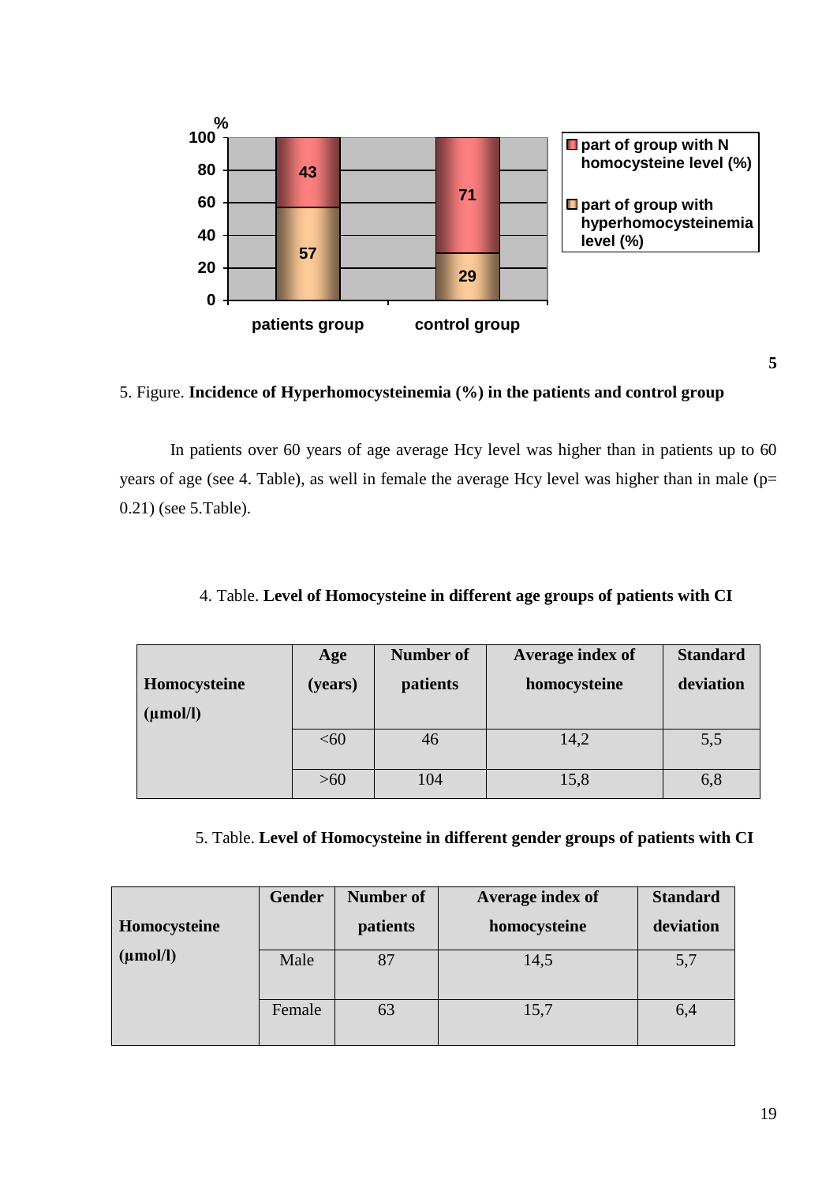5. Figure. **Incidence of Hyperhomocysteinemia (%) in the patients and control group**

In patients over 60 years of age average Hcy level was higher than in patients up to 60 years of age (see 4. Table), as well in female the average Hcy level was higher than in male (p= 0.21) (see 5.Table).

4. Table. **Level of Homocysteine in different age groups of patients with CI**

| **Homocysteine (µmol/l)** | **Age (years)** | **Number of patients** | **Average index of homocysteine** | **Standard deviation** |
|---|---|---|---|---|
| | <60 | 46 | 14,2 | 5,5 |
| | >60 | 104 | 15,8 | 6,8 |

5. Table. **Level of Homocysteine in different gender groups of patients with CI**

| **Homocysteine (µmol/l)** | **Gender** | **Number of patients** | **Average index of homocysteine** | **Standard deviation** |
|---|---|---|---|---|
| | Male | 87 | 14,5 | 5,7 |
| | Female | 63 | 15,7 | 6,4 |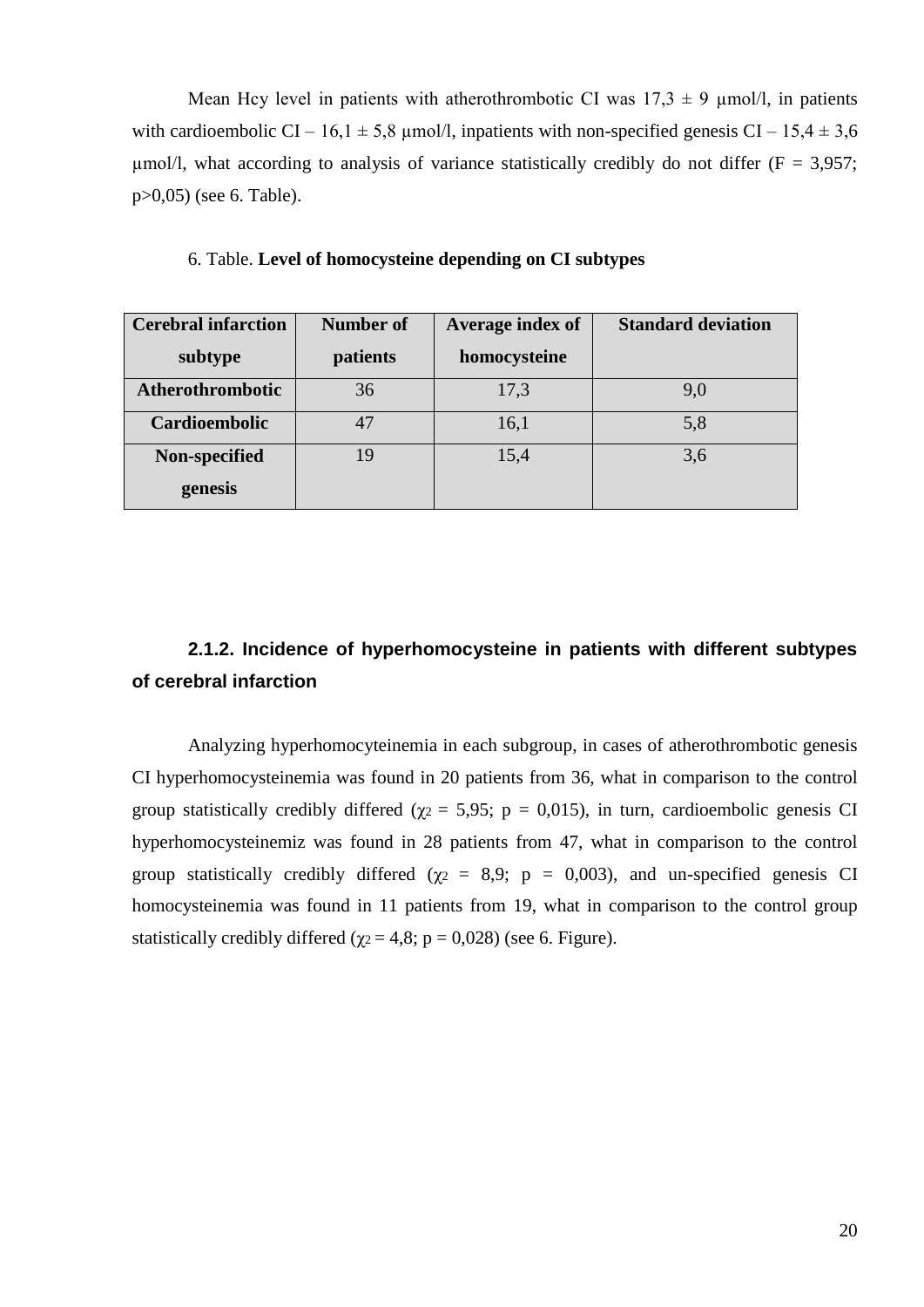Mean Hcy level in patients with atherothrombotic CI was 17,3 ± 9 μmol/l, in patients with cardioembolic CI – 16,1 ± 5,8 μmol/l, inpatients with non-specified genesis CI – 15,4 ± 3,6 μmol/l, what according to analysis of variance statistically credibly do not differ (F = 3,957; p>0,05) (see 6. Table).

6. Table. **Level of homocysteine depending on CI subtypes**

| Cerebral infarction subtype | Number of patients | Average index of homocysteine | Standard deviation |
|---|---|---|---|
| **Atherothrombotic** | 36 | 17,3 | 9,0 |
| **Cardioembolic** | 47 | 16,1 | 5,8 |
| **Non-specified genesis** | 19 | 15,4 | 3,6 |

### 2.1.2. Incidence of hyperhomocysteine in patients with different subtypes of cerebral infarction

Analyzing hyperhomocyteinemia in each subgroup, in cases of atherothrombotic genesis CI hyperhomocysteinemia was found in 20 patients from 36, what in comparison to the control group statistically credibly differed ($\chi_2$ = 5,95; p = 0,015), in turn, cardioembolic genesis CI hyperhomocysteinemiz was found in 28 patients from 47, what in comparison to the control group statistically credibly differed ($\chi_2$ = 8,9; p = 0,003), and un-specified genesis CI homocysteinemia was found in 11 patients from 19, what in comparison to the control group statistically credibly differed ($\chi_2$ = 4,8; p = 0,028) (see 6. Figure).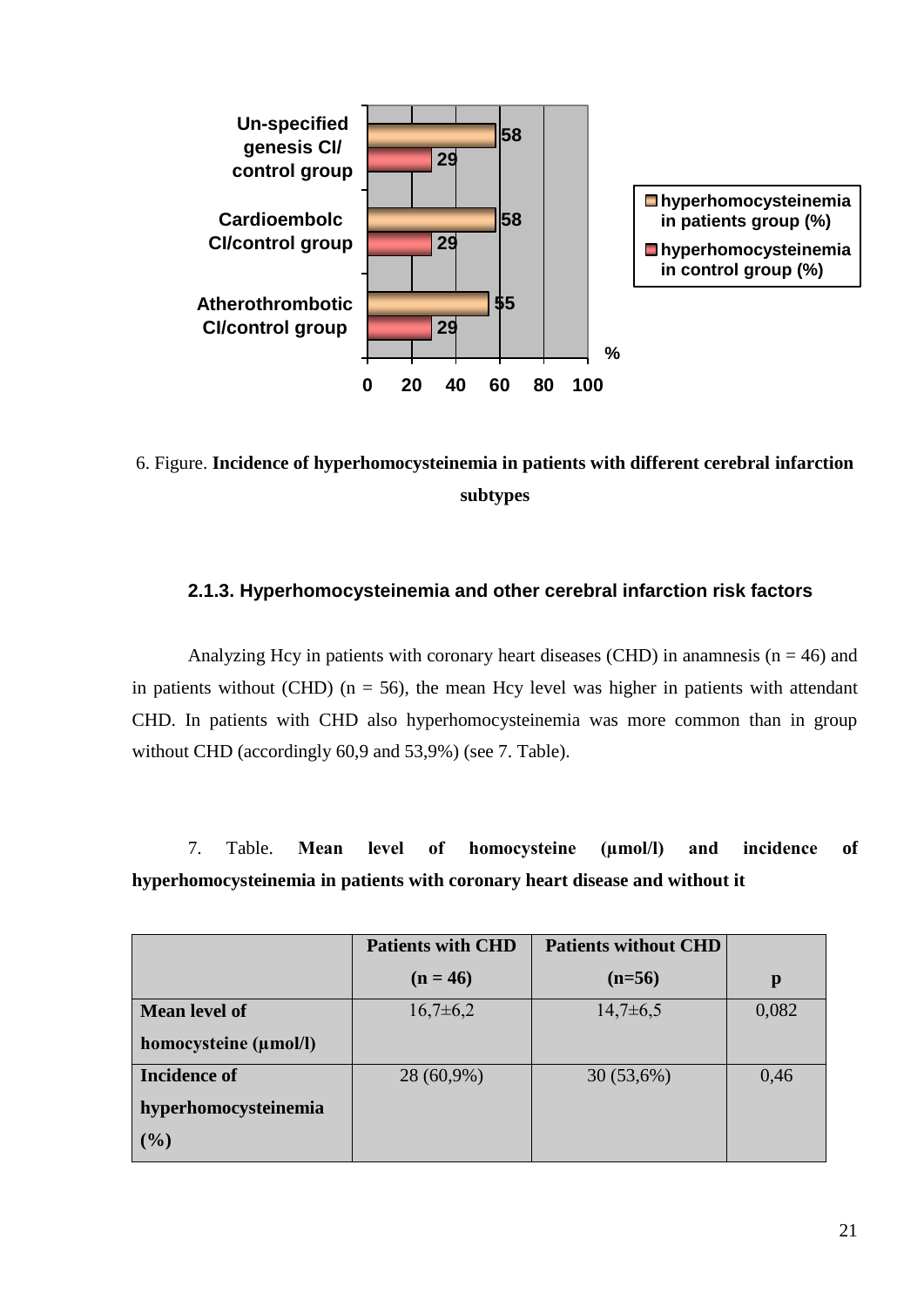6. Figure. **Incidence of hyperhomocysteinemia in patients with different cerebral infarction subtypes**

### 2.1.3. Hyperhomocysteinemia and other cerebral infarction risk factors

Analyzing Hcy in patients with coronary heart diseases (CHD) in anamnesis (n = 46) and in patients without (CHD) (n = 56), the mean Hcy level was higher in patients with attendant CHD. In patients with CHD also hyperhomocysteinemia was more common than in group without CHD (accordingly 60,9 and 53,9%) (see 7. Table).

7. Table. **Mean level of homocysteine (μmol/l) and incidence of hyperhomocysteinemia in patients with coronary heart disease and without it**

| | **Patients with CHD (n = 46)** | **Patients without CHD (n=56)** | **p** |
|---|---|---|---|
| **Mean level of homocysteine (μmol/l)** | 16,7±6,2 | 14,7±6,5 | 0,082 |
| **Incidence of hyperhomocysteinemia (%)** | 28 (60,9%) | 30 (53,6%) | 0,46 |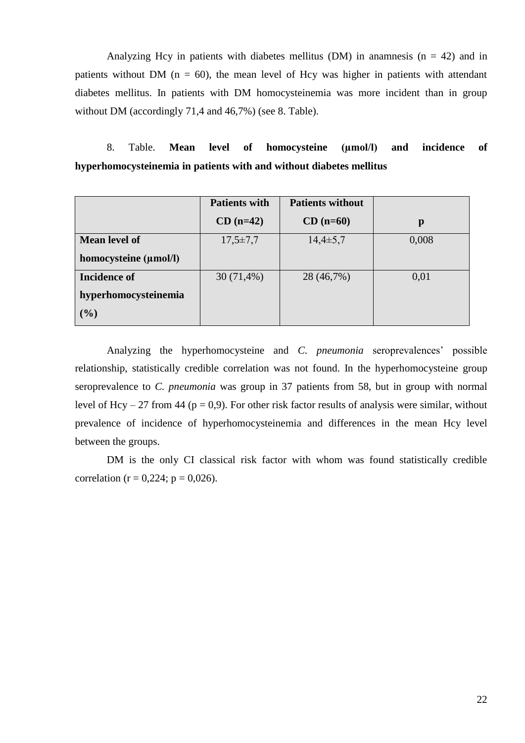Analyzing Hcy in patients with diabetes mellitus (DM) in anamnesis (n = 42) and in patients without DM (n = 60), the mean level of Hcy was higher in patients with attendant diabetes mellitus. In patients with DM homocysteinemia was more incident than in group without DM (accordingly 71,4 and 46,7%) (see 8. Table).

8. Table. **Mean level of homocysteine (μmol/l) and incidence of hyperhomocysteinemia in patients with and without diabetes mellitus**

| | **Patients with CD (n=42)** | **Patients without CD (n=60)** | **p** |
|---|---|---|---|
| **Mean level of homocysteine (μmol/l)** | 17,5±7,7 | 14,4±5,7 | 0,008 |
| **Incidence of hyperhomocysteinemia (%)** | 30 (71,4%) | 28 (46,7%) | 0,01 |

Analyzing the hyperhomocysteine and *C. pneumonia* seroprevalences' possible relationship, statistically credible correlation was not found. In the hyperhomocysteine group seroprevalence to *C. pneumonia* was group in 37 patients from 58, but in group with normal level of Hcy – 27 from 44 (p = 0,9). For other risk factor results of analysis were similar, without prevalence of incidence of hyperhomocysteinemia and differences in the mean Hcy level between the groups.

DM is the only CI classical risk factor with whom was found statistically credible correlation (r = 0,224; p = 0,026).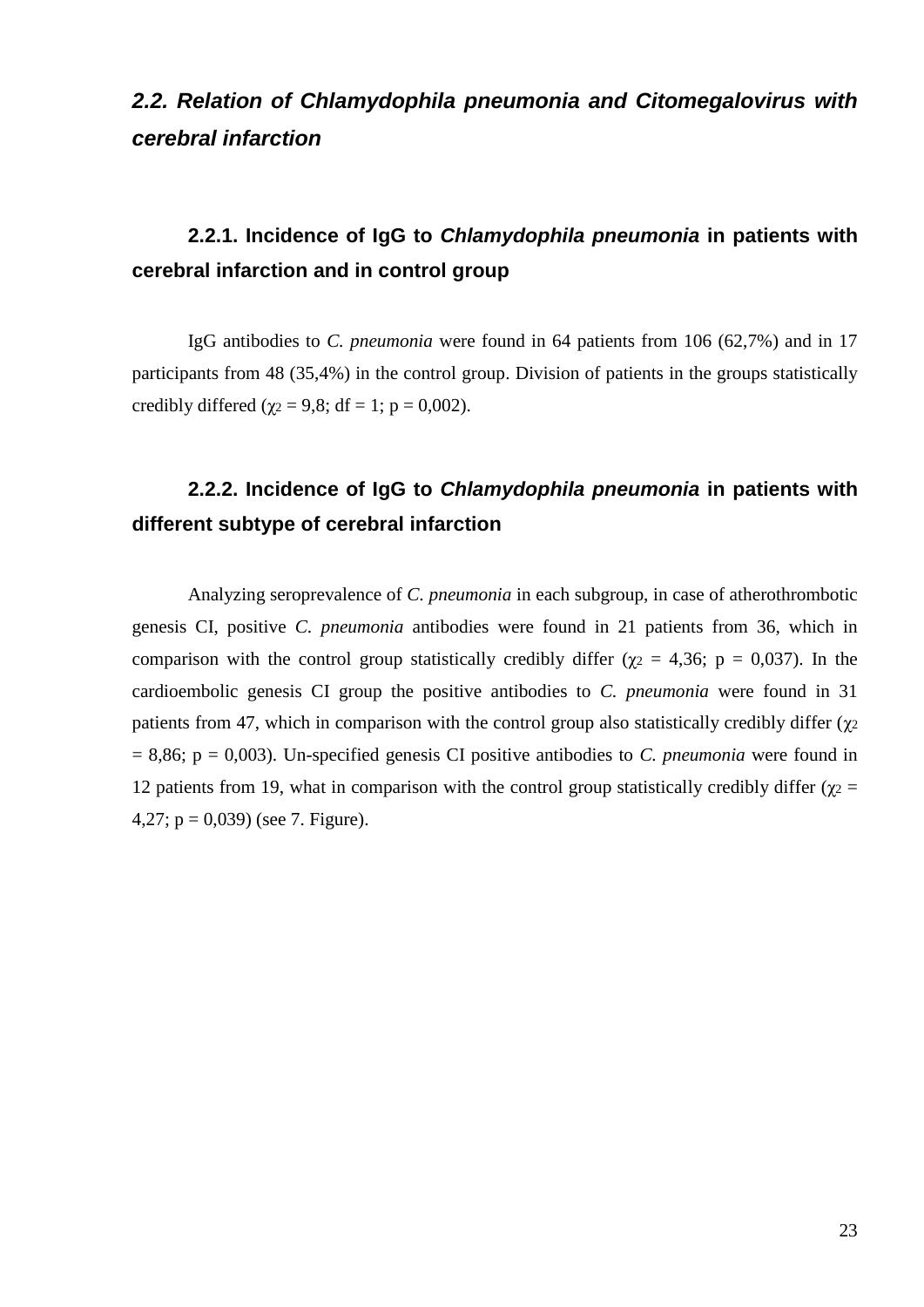## *2.2. Relation of Chlamydophila pneumonia and Citomegalovirus with cerebral infarction*

### 2.2.1. Incidence of IgG to *Chlamydophila pneumonia* in patients with cerebral infarction and in control group

IgG antibodies to *C. pneumonia* were found in 64 patients from 106 (62,7%) and in 17 participants from 48 (35,4%) in the control group. Division of patients in the groups statistically credibly differed ($\chi^2$ = 9,8; df = 1; p = 0,002).

### 2.2.2. Incidence of IgG to *Chlamydophila pneumonia* in patients with different subtype of cerebral infarction

Analyzing seroprevalence of *C. pneumonia* in each subgroup, in case of atherothrombotic genesis CI, positive *C. pneumonia* antibodies were found in 21 patients from 36, which in comparison with the control group statistically credibly differ ($\chi^2$ = 4,36; p = 0,037). In the cardioembolic genesis CI group the positive antibodies to *C. pneumonia* were found in 31 patients from 47, which in comparison with the control group also statistically credibly differ ($\chi^2$ = 8,86; p = 0,003). Un-specified genesis CI positive antibodies to *C. pneumonia* were found in 12 patients from 19, what in comparison with the control group statistically credibly differ ($\chi^2$ = 4,27; p = 0,039) (see 7. Figure).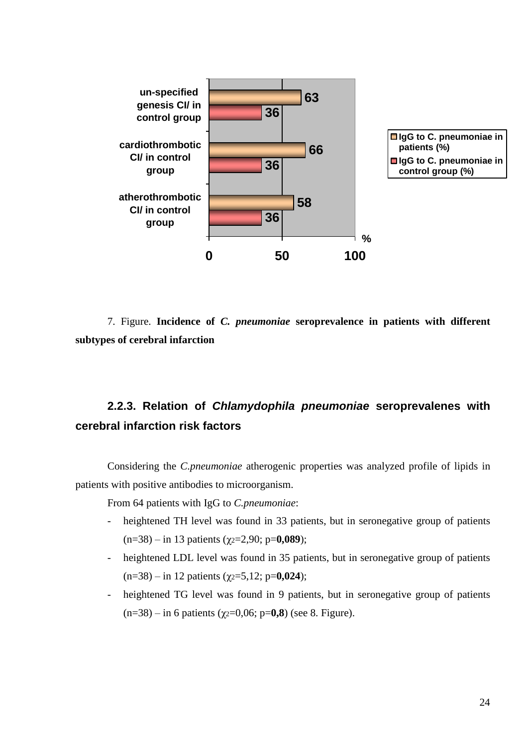7. Figure. **Incidence of *C. pneumoniae* seroprevalence in patients with different subtypes of cerebral infarction**

### 2.2.3. Relation of *Chlamydophila pneumoniae* seroprevalenes with cerebral infarction risk factors

Considering the *C.pneumoniae* atherogenic properties was analyzed profile of lipids in patients with positive antibodies to microorganism.

From 64 patients with IgG to *C.pneumoniae*:

- heightened TH level was found in 33 patients, but in seronegative group of patients (n=38) – in 13 patients ($\chi_2$=2,90; p=**0,089**);
- heightened LDL level was found in 35 patients, but in seronegative group of patients (n=38) – in 12 patients ($\chi_2$=5,12; p=**0,024**);
- heightened TG level was found in 9 patients, but in seronegative group of patients (n=38) – in 6 patients ($\chi_2$=0,06; p=**0,8**) (see 8. Figure).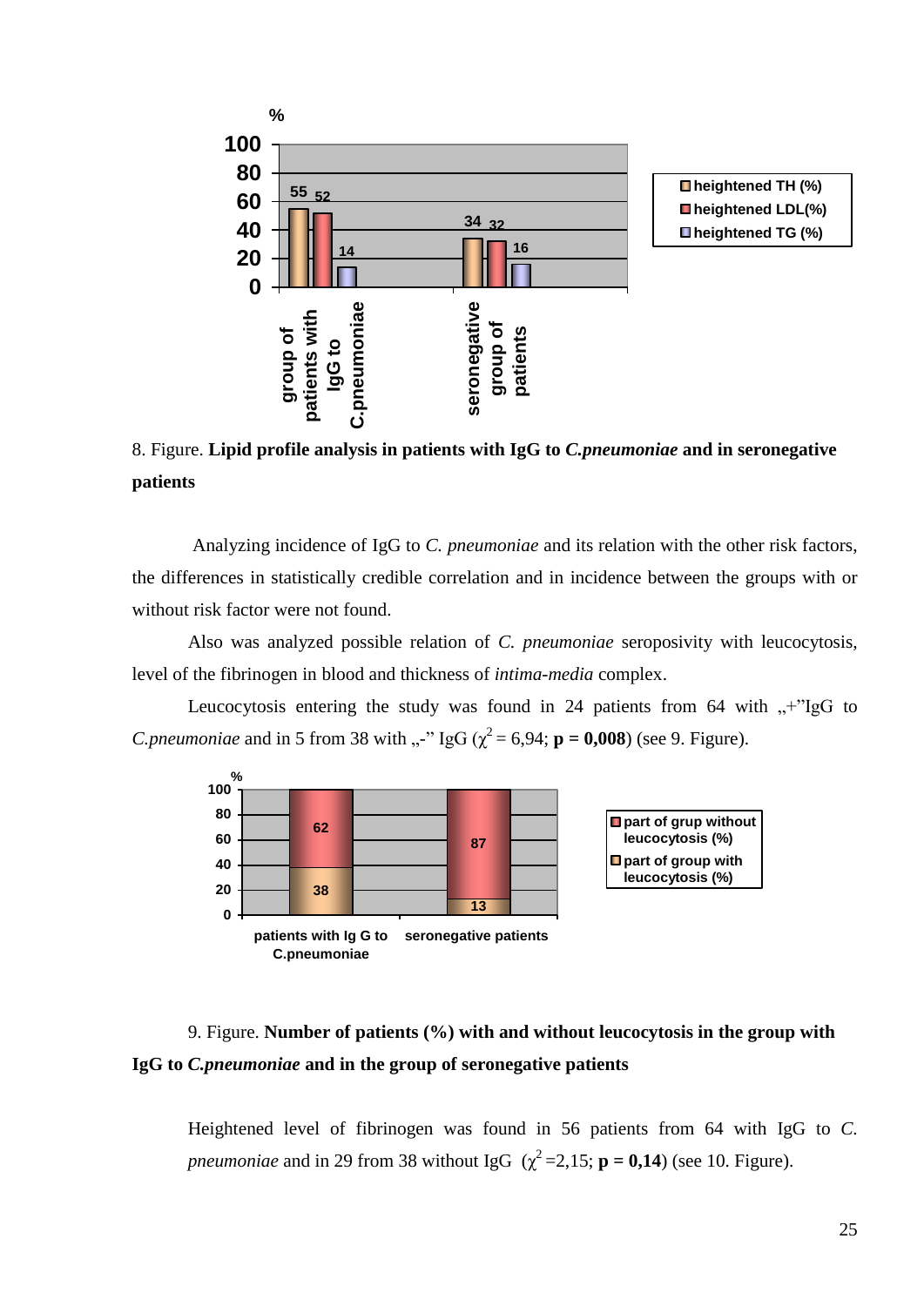8. Figure. **Lipid profile analysis in patients with IgG to *C.pneumoniae* and in seronegative patients**

Analyzing incidence of IgG to *C. pneumoniae* and its relation with the other risk factors, the differences in statistically credible correlation and in incidence between the groups with or without risk factor were not found.

Also was analyzed possible relation of *C. pneumoniae* seroposivity with leucocytosis, level of the fibrinogen in blood and thickness of *intima-media* complex.

Leucocytosis entering the study was found in 24 patients from 64 with „+"IgG to *C.pneumoniae* and in 5 from 38 with „-" IgG ($\chi^2$ = 6,94; **p = 0,008**) (see 9. Figure).

9. Figure. **Number of patients (%) with and without leucocytosis in the group with IgG to *C.pneumoniae* and in the group of seronegative patients**

Heightened level of fibrinogen was found in 56 patients from 64 with IgG to *C. pneumoniae* and in 29 from 38 without IgG ($\chi^2$ =2,15; **p = 0,14**) (see 10. Figure).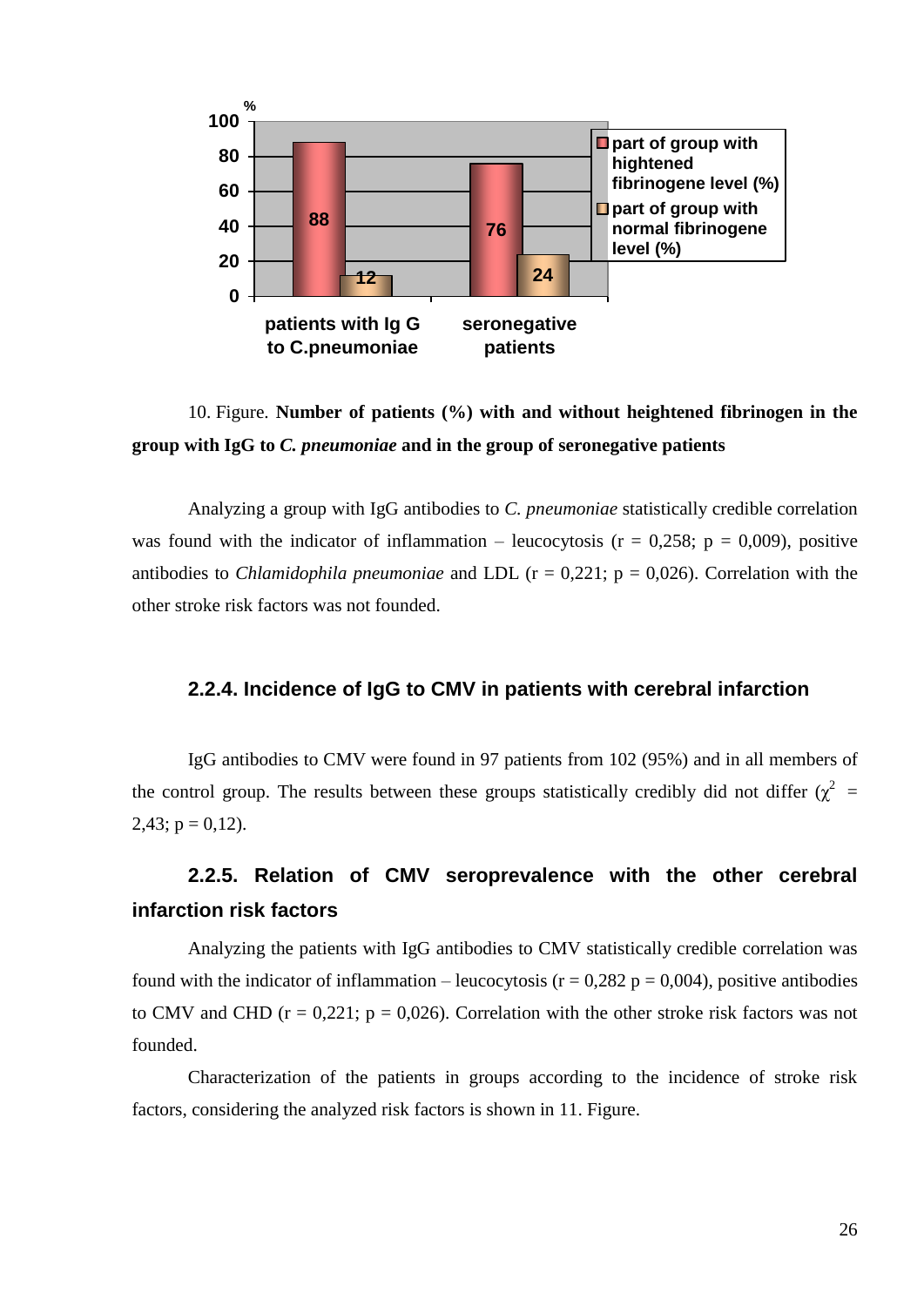10. Figure. **Number of patients (%) with and without heightened fibrinogen in the group with IgG to *C. pneumoniae* and in the group of seronegative patients**

Analyzing a group with IgG antibodies to *C. pneumoniae* statistically credible correlation was found with the indicator of inflammation – leucocytosis (r = 0,258; p = 0,009), positive antibodies to *Chlamidophila pneumoniae* and LDL (r = 0,221; p = 0,026). Correlation with the other stroke risk factors was not founded.

### 2.2.4. Incidence of IgG to CMV in patients with cerebral infarction

IgG antibodies to CMV were found in 97 patients from 102 (95%) and in all members of the control group. The results between these groups statistically credibly did not differ ($\chi^2$ = 2,43; p = 0,12).

### 2.2.5. Relation of CMV seroprevalence with the other cerebral infarction risk factors

Analyzing the patients with IgG antibodies to CMV statistically credible correlation was found with the indicator of inflammation – leucocytosis (r = 0,282 p = 0,004), positive antibodies to CMV and CHD (r = 0,221; p = 0,026). Correlation with the other stroke risk factors was not founded.

Characterization of the patients in groups according to the incidence of stroke risk factors, considering the analyzed risk factors is shown in 11. Figure.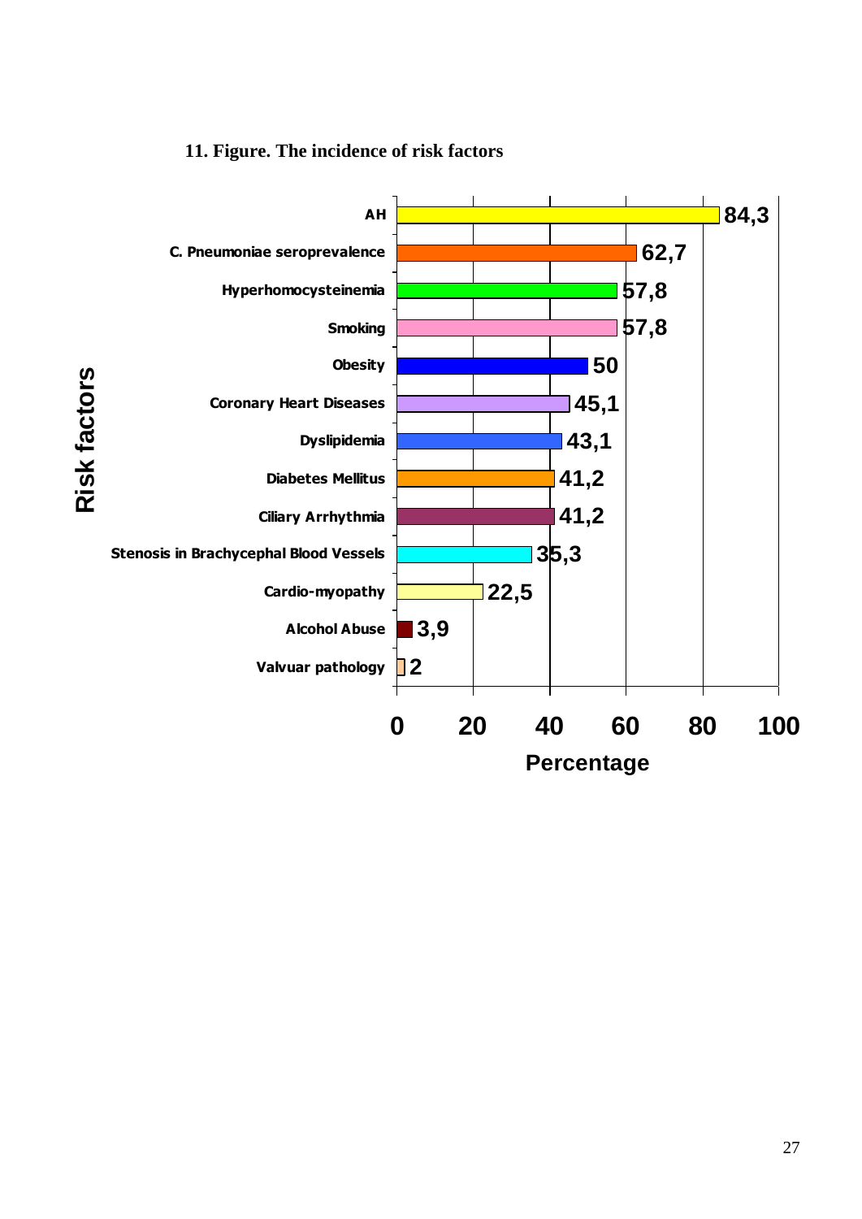**11. Figure. The incidence of risk factors**

| Risk factors | Percentage |
|---|---|
| AH | 84,3 |
| C. Pneumoniae seroprevalence | 62,7 |
| Hyperhomocysteinemia | 57,8 |
| Smoking | 57,8 |
| Obesity | 50 |
| Coronary Heart Diseases | 45,1 |
| Dyslipidemia | 43,1 |
| Diabetes Mellitus | 41,2 |
| Ciliary Arrhythmia | 41,2 |
| Stenosis in Brachycephal Blood Vessels | 35,3 |
| Cardio-myopathy | 22,5 |
| Alcohol Abuse | 3,9 |
| Valvuar pathology | 2 |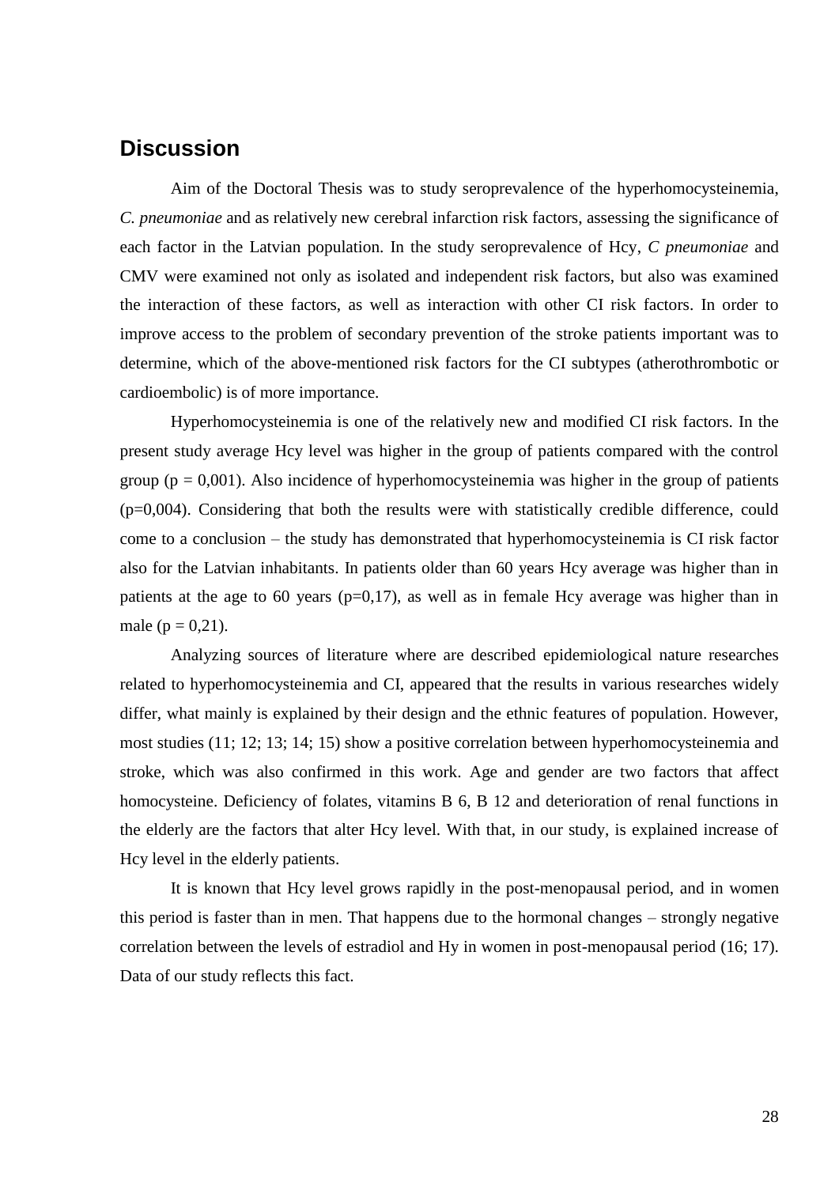## Discussion

Aim of the Doctoral Thesis was to study seroprevalence of the hyperhomocysteinemia, *C. pneumoniae* and as relatively new cerebral infarction risk factors, assessing the significance of each factor in the Latvian population. In the study seroprevalence of Hcy, *C pneumoniae* and CMV were examined not only as isolated and independent risk factors, but also was examined the interaction of these factors, as well as interaction with other CI risk factors. In order to improve access to the problem of secondary prevention of the stroke patients important was to determine, which of the above-mentioned risk factors for the CI subtypes (atherothrombotic or cardioembolic) is of more importance.

Hyperhomocysteinemia is one of the relatively new and modified CI risk factors. In the present study average Hcy level was higher in the group of patients compared with the control group ($p = 0{,}001$). Also incidence of hyperhomocysteinemia was higher in the group of patients ($p=0{,}004$). Considering that both the results were with statistically credible difference, could come to a conclusion – the study has demonstrated that hyperhomocysteinemia is CI risk factor also for the Latvian inhabitants. In patients older than 60 years Hcy average was higher than in patients at the age to 60 years ($p=0{,}17$), as well as in female Hcy average was higher than in male ($p = 0{,}21$).

Analyzing sources of literature where are described epidemiological nature researches related to hyperhomocysteinemia and CI, appeared that the results in various researches widely differ, what mainly is explained by their design and the ethnic features of population. However, most studies (11; 12; 13; 14; 15) show a positive correlation between hyperhomocysteinemia and stroke, which was also confirmed in this work. Age and gender are two factors that affect homocysteine. Deficiency of folates, vitamins B 6, B 12 and deterioration of renal functions in the elderly are the factors that alter Hcy level. With that, in our study, is explained increase of Hcy level in the elderly patients.

It is known that Hcy level grows rapidly in the post-menopausal period, and in women this period is faster than in men. That happens due to the hormonal changes – strongly negative correlation between the levels of estradiol and Hy in women in post-menopausal period (16; 17). Data of our study reflects this fact.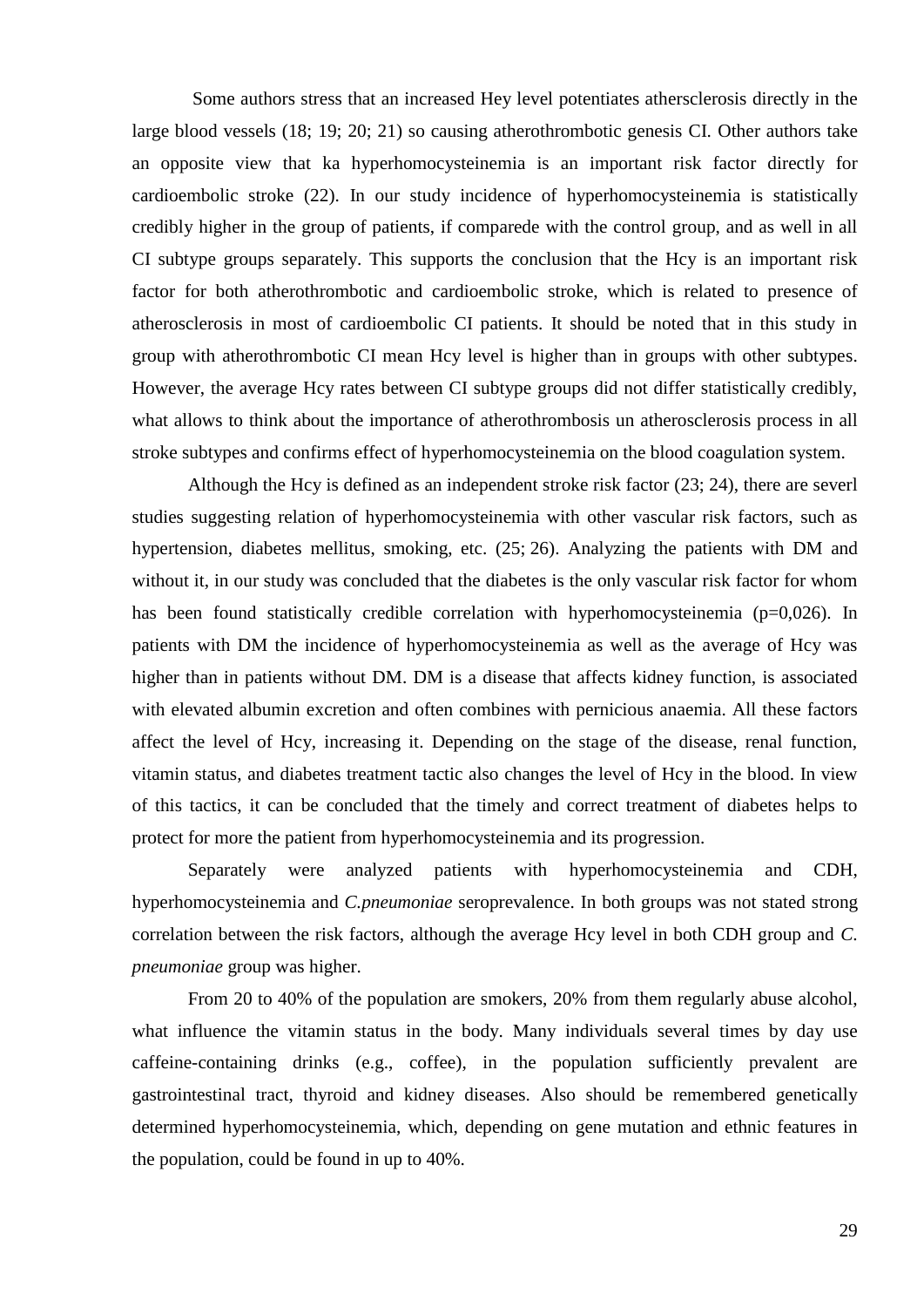Some authors stress that an increased Hey level potentiates athersclerosis directly in the large blood vessels (18; 19; 20; 21) so causing atherothrombotic genesis CI. Other authors take an opposite view that ka hyperhomocysteinemia is an important risk factor directly for cardioembolic stroke (22). In our study incidence of hyperhomocysteinemia is statistically credibly higher in the group of patients, if comparede with the control group, and as well in all CI subtype groups separately. This supports the conclusion that the Hcy is an important risk factor for both atherothrombotic and cardioembolic stroke, which is related to presence of atherosclerosis in most of cardioembolic CI patients. It should be noted that in this study in group with atherothrombotic CI mean Hcy level is higher than in groups with other subtypes. However, the average Hcy rates between CI subtype groups did not differ statistically credibly, what allows to think about the importance of atherothrombosis un atherosclerosis process in all stroke subtypes and confirms effect of hyperhomocysteinemia on the blood coagulation system.

Although the Hcy is defined as an independent stroke risk factor (23; 24), there are severl studies suggesting relation of hyperhomocysteinemia with other vascular risk factors, such as hypertension, diabetes mellitus, smoking, etc. (25; 26). Analyzing the patients with DM and without it, in our study was concluded that the diabetes is the only vascular risk factor for whom has been found statistically credible correlation with hyperhomocysteinemia (p=0,026). In patients with DM the incidence of hyperhomocysteinemia as well as the average of Hcy was higher than in patients without DM. DM is a disease that affects kidney function, is associated with elevated albumin excretion and often combines with pernicious anaemia. All these factors affect the level of Hcy, increasing it. Depending on the stage of the disease, renal function, vitamin status, and diabetes treatment tactic also changes the level of Hcy in the blood. In view of this tactics, it can be concluded that the timely and correct treatment of diabetes helps to protect for more the patient from hyperhomocysteinemia and its progression.

Separately were analyzed patients with hyperhomocysteinemia and CDH, hyperhomocysteinemia and *C.pneumoniae* seroprevalence. In both groups was not stated strong correlation between the risk factors, although the average Hcy level in both CDH group and *C. pneumoniae* group was higher.

From 20 to 40% of the population are smokers, 20% from them regularly abuse alcohol, what influence the vitamin status in the body. Many individuals several times by day use caffeine-containing drinks (e.g., coffee), in the population sufficiently prevalent are gastrointestinal tract, thyroid and kidney diseases. Also should be remembered genetically determined hyperhomocysteinemia, which, depending on gene mutation and ethnic features in the population, could be found in up to 40%.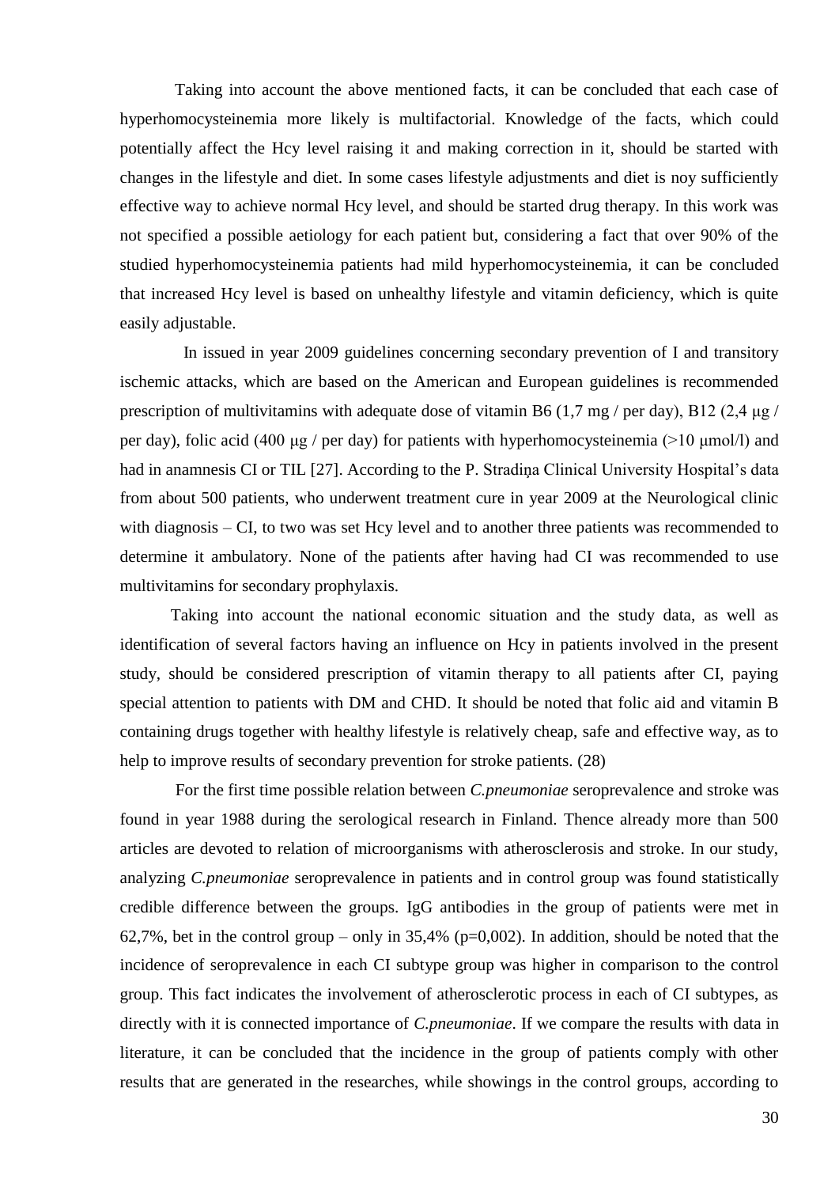Taking into account the above mentioned facts, it can be concluded that each case of hyperhomocysteinemia more likely is multifactorial. Knowledge of the facts, which could potentially affect the Hcy level raising it and making correction in it, should be started with changes in the lifestyle and diet. In some cases lifestyle adjustments and diet is noy sufficiently effective way to achieve normal Hcy level, and should be started drug therapy. In this work was not specified a possible aetiology for each patient but, considering a fact that over 90% of the studied hyperhomocysteinemia patients had mild hyperhomocysteinemia, it can be concluded that increased Hcy level is based on unhealthy lifestyle and vitamin deficiency, which is quite easily adjustable.

In issued in year 2009 guidelines concerning secondary prevention of I and transitory ischemic attacks, which are based on the American and European guidelines is recommended prescription of multivitamins with adequate dose of vitamin B6 (1,7 mg / per day), B12 (2,4 μg / per day), folic acid (400 μg / per day) for patients with hyperhomocysteinemia (>10 μmol/l) and had in anamnesis CI or TIL [27]. According to the P. Stradiņa Clinical University Hospital's data from about 500 patients, who underwent treatment cure in year 2009 at the Neurological clinic with diagnosis – CI, to two was set Hcy level and to another three patients was recommended to determine it ambulatory. None of the patients after having had CI was recommended to use multivitamins for secondary prophylaxis.

Taking into account the national economic situation and the study data, as well as identification of several factors having an influence on Hcy in patients involved in the present study, should be considered prescription of vitamin therapy to all patients after CI, paying special attention to patients with DM and CHD. It should be noted that folic aid and vitamin B containing drugs together with healthy lifestyle is relatively cheap, safe and effective way, as to help to improve results of secondary prevention for stroke patients. (28)

For the first time possible relation between *C.pneumoniae* seroprevalence and stroke was found in year 1988 during the serological research in Finland. Thence already more than 500 articles are devoted to relation of microorganisms with atherosclerosis and stroke. In our study, analyzing *C.pneumoniae* seroprevalence in patients and in control group was found statistically credible difference between the groups. IgG antibodies in the group of patients were met in 62,7%, bet in the control group – only in 35,4% (p=0,002). In addition, should be noted that the incidence of seroprevalence in each CI subtype group was higher in comparison to the control group. This fact indicates the involvement of atherosclerotic process in each of CI subtypes, as directly with it is connected importance of *C.pneumoniae*. If we compare the results with data in literature, it can be concluded that the incidence in the group of patients comply with other results that are generated in the researches, while showings in the control groups, according to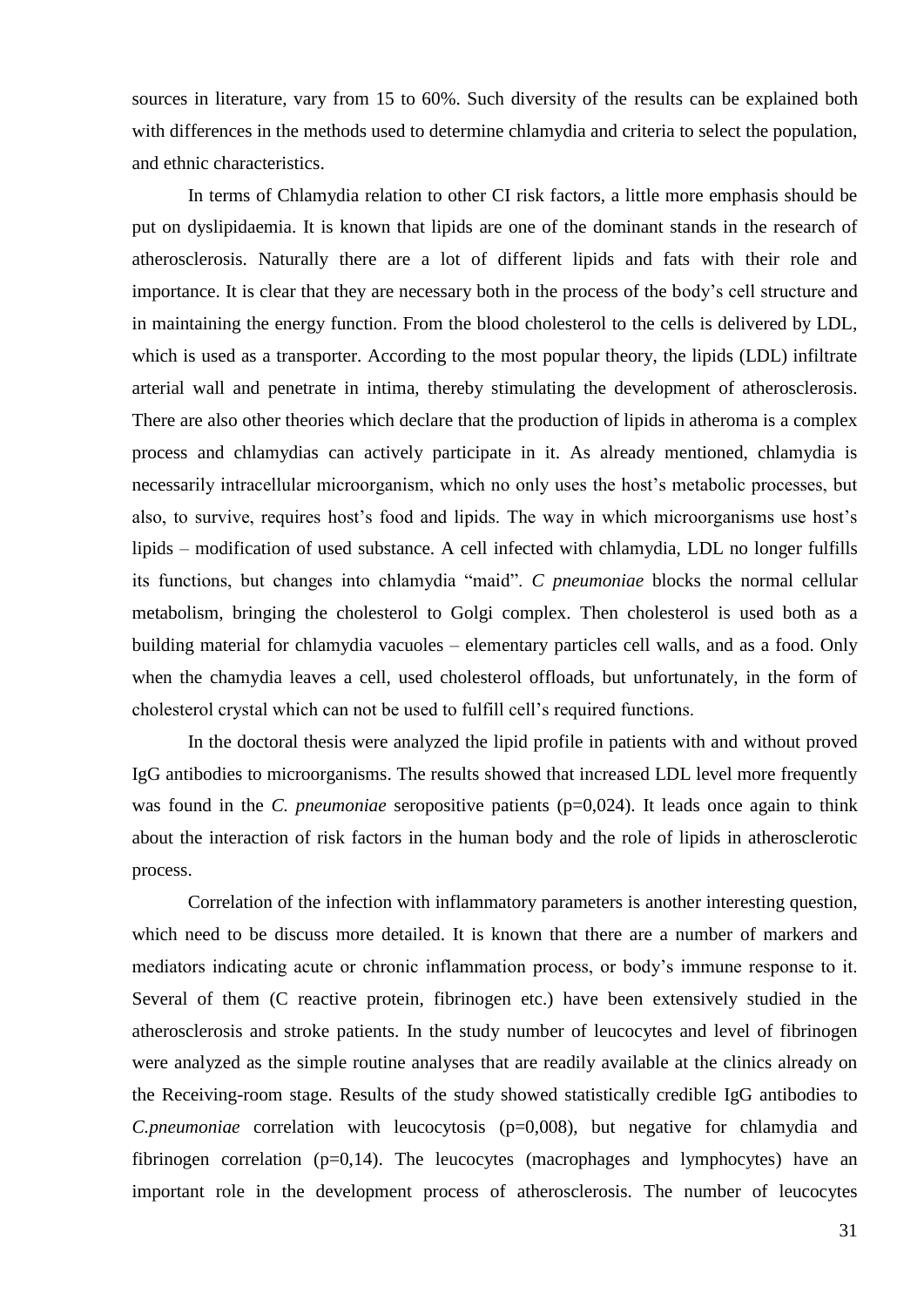sources in literature, vary from 15 to 60%. Such diversity of the results can be explained both with differences in the methods used to determine chlamydia and criteria to select the population, and ethnic characteristics.

In terms of Chlamydia relation to other CI risk factors, a little more emphasis should be put on dyslipidaemia. It is known that lipids are one of the dominant stands in the research of atherosclerosis. Naturally there are a lot of different lipids and fats with their role and importance. It is clear that they are necessary both in the process of the body's cell structure and in maintaining the energy function. From the blood cholesterol to the cells is delivered by LDL, which is used as a transporter. According to the most popular theory, the lipids (LDL) infiltrate arterial wall and penetrate in intima, thereby stimulating the development of atherosclerosis. There are also other theories which declare that the production of lipids in atheroma is a complex process and chlamydias can actively participate in it. As already mentioned, chlamydia is necessarily intracellular microorganism, which no only uses the host's metabolic processes, but also, to survive, requires host's food and lipids. The way in which microorganisms use host's lipids – modification of used substance. A cell infected with chlamydia, LDL no longer fulfills its functions, but changes into chlamydia "maid". *C pneumoniae* blocks the normal cellular metabolism, bringing the cholesterol to Golgi complex. Then cholesterol is used both as a building material for chlamydia vacuoles – elementary particles cell walls, and as a food. Only when the chamydia leaves a cell, used cholesterol offloads, but unfortunately, in the form of cholesterol crystal which can not be used to fulfill cell's required functions.

In the doctoral thesis were analyzed the lipid profile in patients with and without proved IgG antibodies to microorganisms. The results showed that increased LDL level more frequently was found in the *C. pneumoniae* seropositive patients (p=0,024). It leads once again to think about the interaction of risk factors in the human body and the role of lipids in atherosclerotic process.

Correlation of the infection with inflammatory parameters is another interesting question, which need to be discuss more detailed. It is known that there are a number of markers and mediators indicating acute or chronic inflammation process, or body's immune response to it. Several of them (C reactive protein, fibrinogen etc.) have been extensively studied in the atherosclerosis and stroke patients. In the study number of leucocytes and level of fibrinogen were analyzed as the simple routine analyses that are readily available at the clinics already on the Receiving-room stage. Results of the study showed statistically credible IgG antibodies to *C.pneumoniae* correlation with leucocytosis (p=0,008), but negative for chlamydia and fibrinogen correlation (p=0,14). The leucocytes (macrophages and lymphocytes) have an important role in the development process of atherosclerosis. The number of leucocytes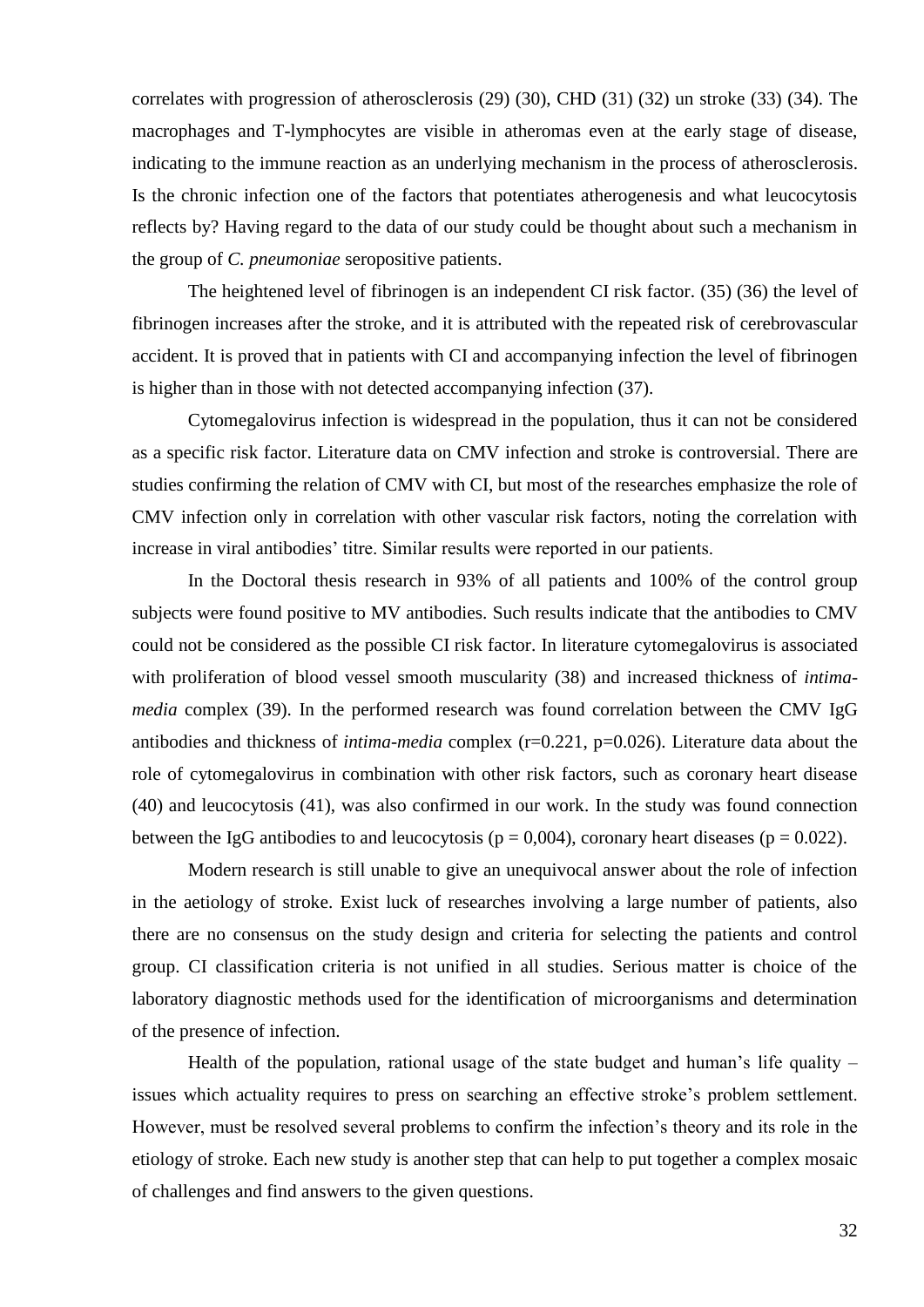correlates with progression of atherosclerosis (29) (30), CHD (31) (32) un stroke (33) (34). The macrophages and T-lymphocytes are visible in atheromas even at the early stage of disease, indicating to the immune reaction as an underlying mechanism in the process of atherosclerosis. Is the chronic infection one of the factors that potentiates atherogenesis and what leucocytosis reflects by? Having regard to the data of our study could be thought about such a mechanism in the group of *C. pneumoniae* seropositive patients.

The heightened level of fibrinogen is an independent CI risk factor. (35) (36) the level of fibrinogen increases after the stroke, and it is attributed with the repeated risk of cerebrovascular accident. It is proved that in patients with CI and accompanying infection the level of fibrinogen is higher than in those with not detected accompanying infection (37).

Cytomegalovirus infection is widespread in the population, thus it can not be considered as a specific risk factor. Literature data on CMV infection and stroke is controversial. There are studies confirming the relation of CMV with CI, but most of the researches emphasize the role of CMV infection only in correlation with other vascular risk factors, noting the correlation with increase in viral antibodies' titre. Similar results were reported in our patients.

In the Doctoral thesis research in 93% of all patients and 100% of the control group subjects were found positive to MV antibodies. Such results indicate that the antibodies to CMV could not be considered as the possible CI risk factor. In literature cytomegalovirus is associated with proliferation of blood vessel smooth muscularity (38) and increased thickness of *intima-media* complex (39). In the performed research was found correlation between the CMV IgG antibodies and thickness of *intima-media* complex ($r=0.221$, $p=0.026$). Literature data about the role of cytomegalovirus in combination with other risk factors, such as coronary heart disease (40) and leucocytosis (41), was also confirmed in our work. In the study was found connection between the IgG antibodies to and leucocytosis ($p = 0{,}004$), coronary heart diseases ($p = 0.022$).

Modern research is still unable to give an unequivocal answer about the role of infection in the aetiology of stroke. Exist luck of researches involving a large number of patients, also there are no consensus on the study design and criteria for selecting the patients and control group. CI classification criteria is not unified in all studies. Serious matter is choice of the laboratory diagnostic methods used for the identification of microorganisms and determination of the presence of infection.

Health of the population, rational usage of the state budget and human's life quality – issues which actuality requires to press on searching an effective stroke's problem settlement. However, must be resolved several problems to confirm the infection's theory and its role in the etiology of stroke. Each new study is another step that can help to put together a complex mosaic of challenges and find answers to the given questions.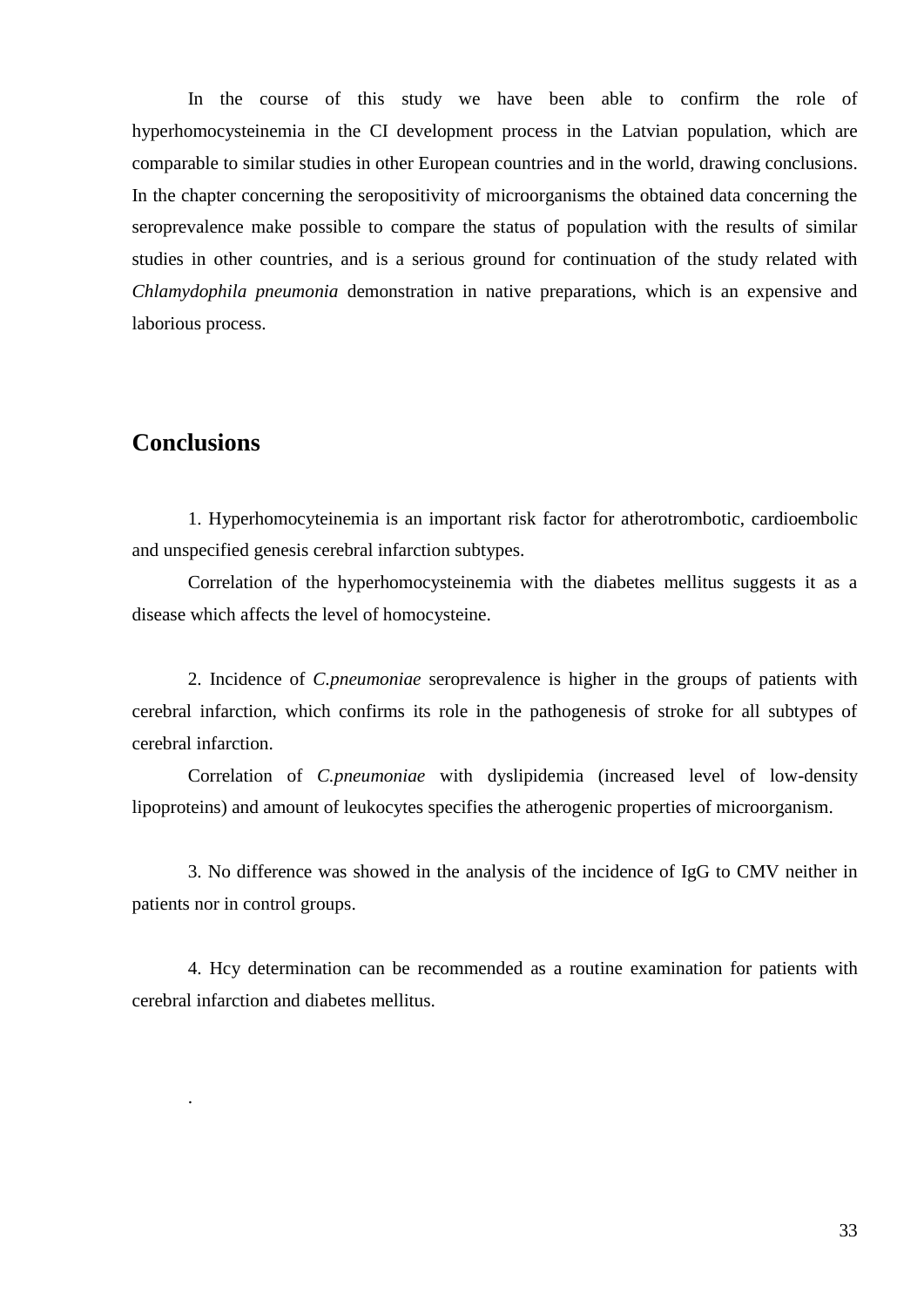In the course of this study we have been able to confirm the role of hyperhomocysteinemia in the CI development process in the Latvian population, which are comparable to similar studies in other European countries and in the world, drawing conclusions. In the chapter concerning the seropositivity of microorganisms the obtained data concerning the seroprevalence make possible to compare the status of population with the results of similar studies in other countries, and is a serious ground for continuation of the study related with *Chlamydophila pneumonia* demonstration in native preparations, which is an expensive and laborious process.

## Conclusions

1. Hyperhomocyteinemia is an important risk factor for atherotrombotic, cardioembolic and unspecified genesis cerebral infarction subtypes.

Correlation of the hyperhomocysteinemia with the diabetes mellitus suggests it as a disease which affects the level of homocysteine.

2. Incidence of *C.pneumoniae* seroprevalence is higher in the groups of patients with cerebral infarction, which confirms its role in the pathogenesis of stroke for all subtypes of cerebral infarction.

Correlation of *C.pneumoniae* with dyslipidemia (increased level of low-density lipoproteins) and amount of leukocytes specifies the atherogenic properties of microorganism.

3. No difference was showed in the analysis of the incidence of IgG to CMV neither in patients nor in control groups.

4. Hcy determination can be recommended as a routine examination for patients with cerebral infarction and diabetes mellitus.

.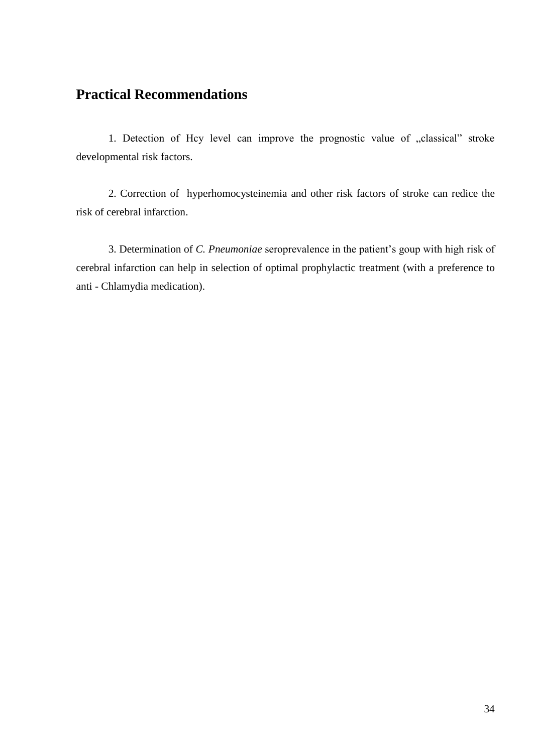## Practical Recommendations

1. Detection of Hcy level can improve the prognostic value of „classical" stroke developmental risk factors.

2. Correction of hyperhomocysteinemia and other risk factors of stroke can redice the risk of cerebral infarction.

3. Determination of *C. Pneumoniae* seroprevalence in the patient's goup with high risk of cerebral infarction can help in selection of optimal prophylactic treatment (with a preference to anti - Chlamydia medication).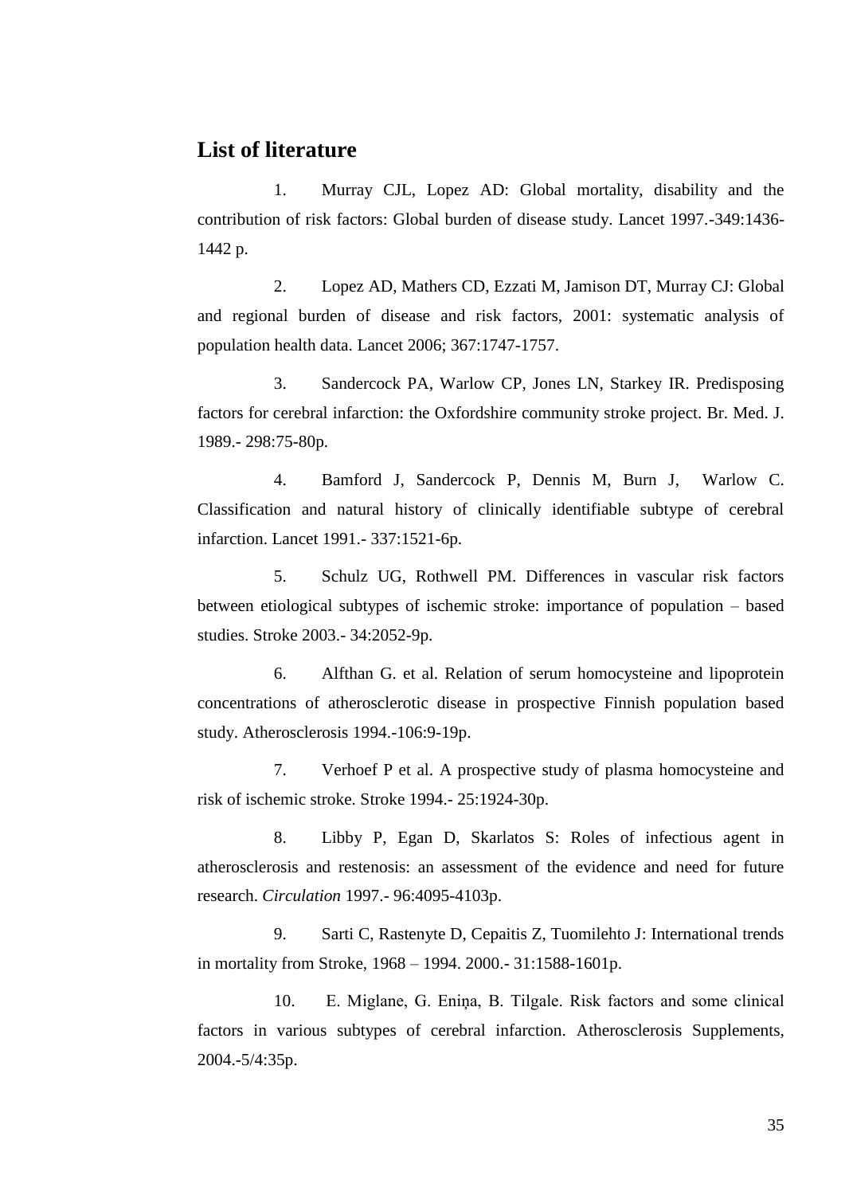## List of literature

1. Murray CJL, Lopez AD: Global mortality, disability and the contribution of risk factors: Global burden of disease study. Lancet 1997.-349:1436-1442 p.

2. Lopez AD, Mathers CD, Ezzati M, Jamison DT, Murray CJ: Global and regional burden of disease and risk factors, 2001: systematic analysis of population health data. Lancet 2006; 367:1747-1757.

3. Sandercock PA, Warlow CP, Jones LN, Starkey IR. Predisposing factors for cerebral infarction: the Oxfordshire community stroke project. Br. Med. J. 1989.- 298:75-80p.

4. Bamford J, Sandercock P, Dennis M, Burn J, Warlow C. Classification and natural history of clinically identifiable subtype of cerebral infarction. Lancet 1991.- 337:1521-6p.

5. Schulz UG, Rothwell PM. Differences in vascular risk factors between etiological subtypes of ischemic stroke: importance of population – based studies. Stroke 2003.- 34:2052-9p.

6. Alfthan G. et al. Relation of serum homocysteine and lipoprotein concentrations of atherosclerotic disease in prospective Finnish population based study. Atherosclerosis 1994.-106:9-19p.

7. Verhoef P et al. A prospective study of plasma homocysteine and risk of ischemic stroke. Stroke 1994.- 25:1924-30p.

8. Libby P, Egan D, Skarlatos S: Roles of infectious agent in atherosclerosis and restenosis: an assessment of the evidence and need for future research. *Circulation* 1997.- 96:4095-4103p.

9. Sarti C, Rastenyte D, Cepaitis Z, Tuomilehto J: International trends in mortality from Stroke, 1968 – 1994. 2000.- 31:1588-1601p.

10. E. Miglane, G. Eniņa, B. Tilgale. Risk factors and some clinical factors in various subtypes of cerebral infarction. Atherosclerosis Supplements, 2004.-5/4:35p.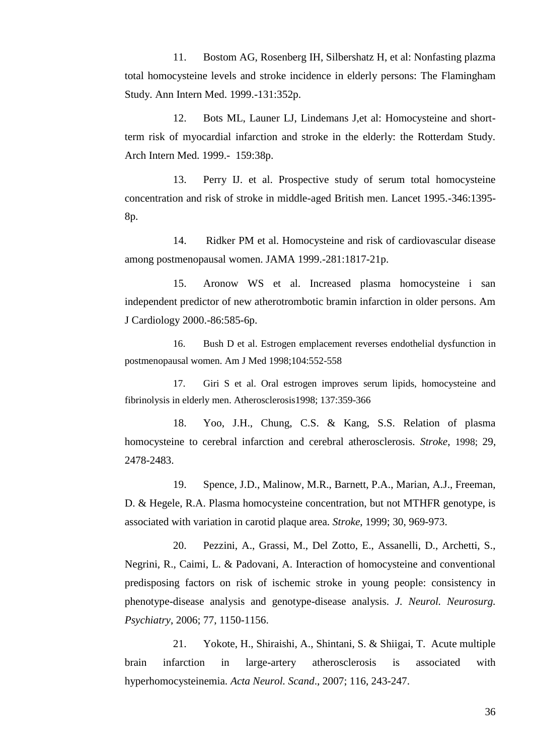11. Bostom AG, Rosenberg IH, Silbershatz H, et al: Nonfasting plazma total homocysteine levels and stroke incidence in elderly persons: The Flamingham Study. Ann Intern Med. 1999.-131:352p.

12. Bots ML, Launer LJ, Lindemans J,et al: Homocysteine and short-term risk of myocardial infarction and stroke in the elderly: the Rotterdam Study. Arch Intern Med. 1999.- 159:38p.

13. Perry IJ. et al. Prospective study of serum total homocysteine concentration and risk of stroke in middle-aged British men. Lancet 1995.-346:1395-8p.

14. Ridker PM et al. Homocysteine and risk of cardiovascular disease among postmenopausal women. JAMA 1999.-281:1817-21p.

15. Aronow WS et al. Increased plasma homocysteine i san independent predictor of new atherotrombotic bramin infarction in older persons. Am J Cardiology 2000.-86:585-6p.

16. Bush D et al. Estrogen emplacement reverses endothelial dysfunction in postmenopausal women. Am J Med 1998;104:552-558

17. Giri S et al. Oral estrogen improves serum lipids, homocysteine and fibrinolysis in elderly men. Atherosclerosis1998; 137:359-366

18. Yoo, J.H., Chung, C.S. & Kang, S.S. Relation of plasma homocysteine to cerebral infarction and cerebral atherosclerosis. *Stroke*, 1998; 29, 2478-2483.

19. Spence, J.D., Malinow, M.R., Barnett, P.A., Marian, A.J., Freeman, D. & Hegele, R.A. Plasma homocysteine concentration, but not MTHFR genotype, is associated with variation in carotid plaque area. *Stroke*, 1999; 30, 969-973.

20. Pezzini, A., Grassi, M., Del Zotto, E., Assanelli, D., Archetti, S., Negrini, R., Caimi, L. & Padovani, A. Interaction of homocysteine and conventional predisposing factors on risk of ischemic stroke in young people: consistency in phenotype-disease analysis and genotype-disease analysis. *J. Neurol. Neurosurg. Psychiatry*, 2006; 77, 1150-1156.

21. Yokote, H., Shiraishi, A., Shintani, S. & Shiigai, T. Acute multiple brain infarction in large-artery atherosclerosis is associated with hyperhomocysteinemia. *Acta Neurol. Scand*., 2007; 116, 243-247.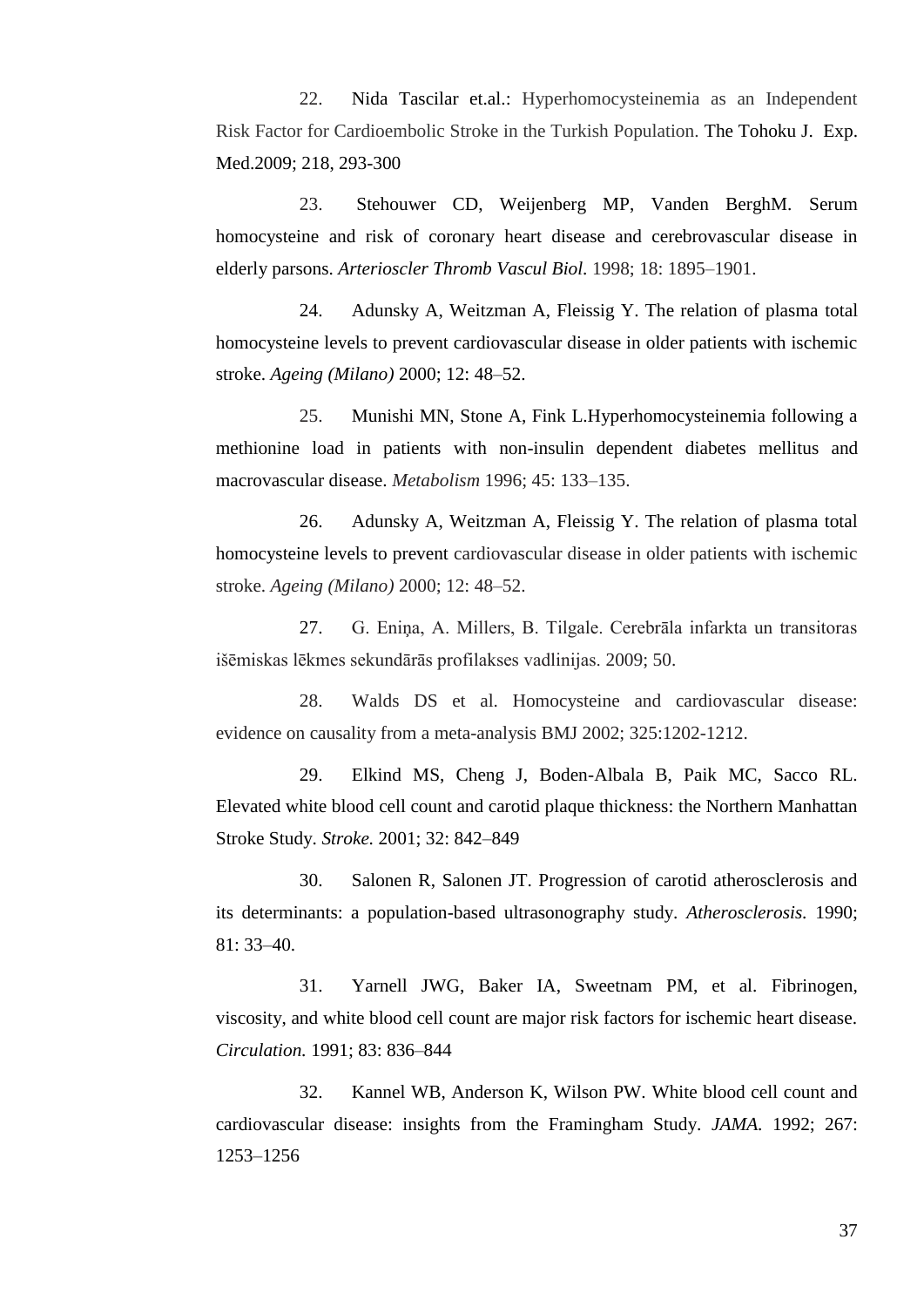22. Nida Tascilar et.al.: Hyperhomocysteinemia as an Independent Risk Factor for Cardioembolic Stroke in the Turkish Population. The Tohoku J. Exp. Med.2009; 218, 293-300

23. Stehouwer CD, Weijenberg MP, Vanden BerghM. Serum homocysteine and risk of coronary heart disease and cerebrovascular disease in elderly parsons. *Arterioscler Thromb Vascul Biol*. 1998; 18: 1895–1901.

24. Adunsky A, Weitzman A, Fleissig Y. The relation of plasma total homocysteine levels to prevent cardiovascular disease in older patients with ischemic stroke. *Ageing (Milano)* 2000; 12: 48–52.

25. Munishi MN, Stone A, Fink L.Hyperhomocysteinemia following a methionine load in patients with non-insulin dependent diabetes mellitus and macrovascular disease. *Metabolism* 1996; 45: 133–135.

26. Adunsky A, Weitzman A, Fleissig Y. The relation of plasma total homocysteine levels to prevent cardiovascular disease in older patients with ischemic stroke. *Ageing (Milano)* 2000; 12: 48–52.

27. G. Eniņa, A. Millers, B. Tilgale. Cerebrāla infarkta un transitoras išēmiskas lēkmes sekundārās profilakses vadlinijas. 2009; 50.

28. Walds DS et al. Homocysteine and cardiovascular disease: evidence on causality from a meta-analysis BMJ 2002; 325:1202-1212.

29. Elkind MS, Cheng J, Boden-Albala B, Paik MC, Sacco RL. Elevated white blood cell count and carotid plaque thickness: the Northern Manhattan Stroke Study. *Stroke.* 2001; 32: 842–849

30. Salonen R, Salonen JT. Progression of carotid atherosclerosis and its determinants: a population-based ultrasonography study. *Atherosclerosis.* 1990; 81: 33–40.

31. Yarnell JWG, Baker IA, Sweetnam PM, et al. Fibrinogen, viscosity, and white blood cell count are major risk factors for ischemic heart disease. *Circulation.* 1991; 83: 836–844

32. Kannel WB, Anderson K, Wilson PW. White blood cell count and cardiovascular disease: insights from the Framingham Study. *JAMA.* 1992; 267: 1253–1256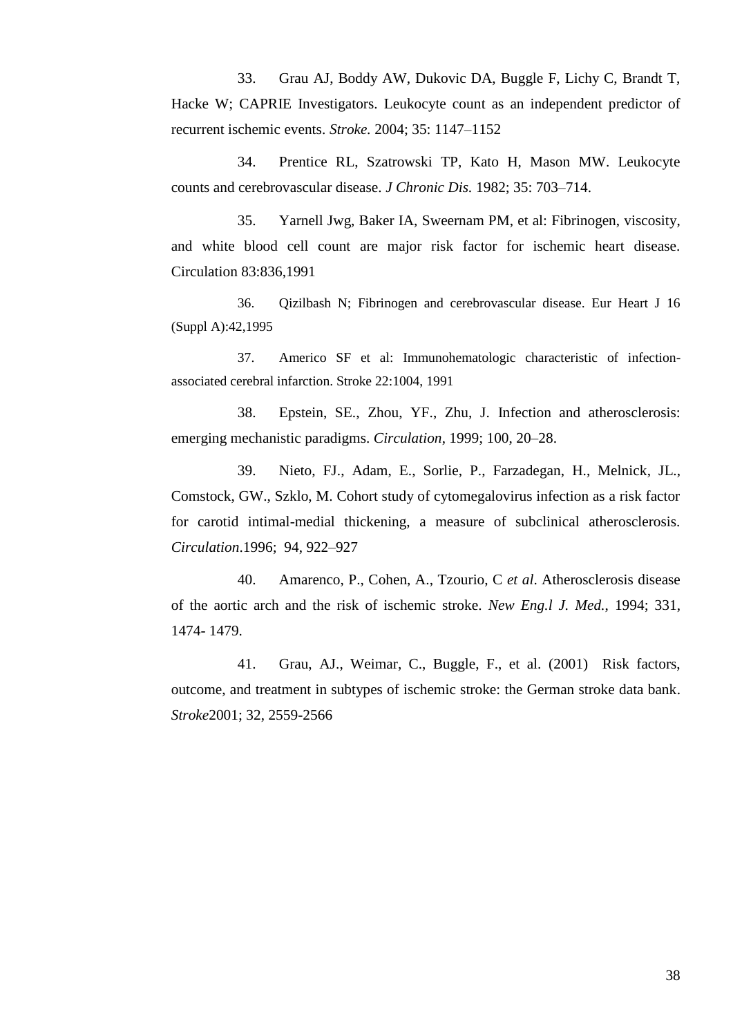33. Grau AJ, Boddy AW, Dukovic DA, Buggle F, Lichy C, Brandt T, Hacke W; CAPRIE Investigators. Leukocyte count as an independent predictor of recurrent ischemic events. *Stroke.* 2004; 35: 1147–1152

34. Prentice RL, Szatrowski TP, Kato H, Mason MW. Leukocyte counts and cerebrovascular disease. *J Chronic Dis.* 1982; 35: 703–714.

35. Yarnell Jwg, Baker IA, Sweernam PM, et al: Fibrinogen, viscosity, and white blood cell count are major risk factor for ischemic heart disease. Circulation 83:836,1991

36. Qizilbash N; Fibrinogen and cerebrovascular disease. Eur Heart J 16 (Suppl A):42,1995

37. Americo SF et al: Immunohematologic characteristic of infection-associated cerebral infarction. Stroke 22:1004, 1991

38. Epstein, SE., Zhou, YF., Zhu, J. Infection and atherosclerosis: emerging mechanistic paradigms. *Circulation*, 1999; 100, 20–28.

39. Nieto, FJ., Adam, E., Sorlie, P., Farzadegan, H., Melnick, JL., Comstock, GW., Szklo, M. Cohort study of cytomegalovirus infection as a risk factor for carotid intimal-medial thickening, a measure of subclinical atherosclerosis. *Circulation*.1996; 94, 922–927

40. Amarenco, P., Cohen, A., Tzourio, C *et al*. Atherosclerosis disease of the aortic arch and the risk of ischemic stroke. *New Eng.l J. Med.*, 1994; 331, 1474- 1479.

41. Grau, AJ., Weimar, C., Buggle, F., et al. (2001) Risk factors, outcome, and treatment in subtypes of ischemic stroke: the German stroke data bank. *Stroke*2001; 32, 2559-2566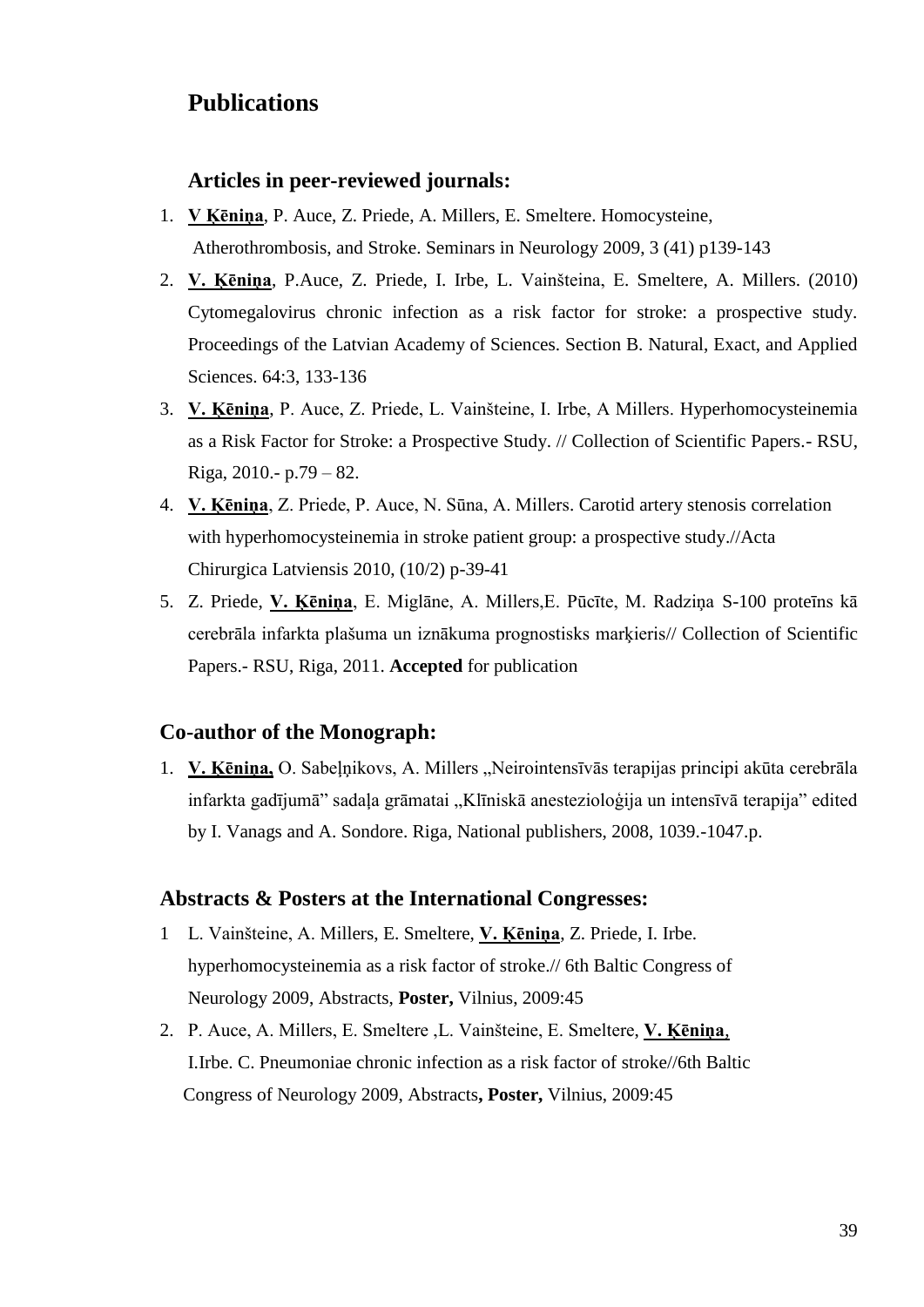## Publications

### Articles in peer-reviewed journals:

1. **V Ķēniņa**, P. Auce, Z. Priede, A. Millers, E. Smeltere. Homocysteine, Atherothrombosis, and Stroke. Seminars in Neurology 2009, 3 (41) p139-143
2. **V. Ķēniņa**, P.Auce, Z. Priede, I. Irbe, L. Vainšteina, E. Smeltere, A. Millers. (2010) Cytomegalovirus chronic infection as a risk factor for stroke: a prospective study. Proceedings of the Latvian Academy of Sciences. Section B. Natural, Exact, and Applied Sciences. 64:3, 133-136
3. **V. Ķēniņa**, P. Auce, Z. Priede, L. Vainšteine, I. Irbe, A Millers. Hyperhomocysteinemia as a Risk Factor for Stroke: a Prospective Study. // Collection of Scientific Papers.- RSU, Riga, 2010.- p.79 – 82.
4. **V. Ķēniņa**, Z. Priede, P. Auce, N. Sūna, A. Millers. Carotid artery stenosis correlation with hyperhomocysteinemia in stroke patient group: a prospective study.//Acta Chirurgica Latviensis 2010, (10/2) p-39-41
5. Z. Priede, **V. Ķēniņa**, E. Miglāne, A. Millers,E. Pūcīte, M. Radziņa S-100 proteīns kā cerebrāla infarkta plašuma un iznākuma prognostisks marķieris// Collection of Scientific Papers.- RSU, Riga, 2011. **Accepted** for publication

### Co-author of the Monograph:

1. **V. Ķēniņa,** O. Sabeļņikovs, A. Millers „Neirointensīvās terapijas principi akūta cerebrāla infarkta gadījumā" sadaļa grāmatai „Klīniskā anestezioloģija un intensīvā terapija" edited by I. Vanags and A. Sondore. Riga, National publishers, 2008, 1039.-1047.p.

### Abstracts & Posters at the International Congresses:

1. L. Vainšteine, A. Millers, E. Smeltere, **V. Ķēniņa**, Z. Priede, I. Irbe. hyperhomocysteinemia as a risk factor of stroke.// 6th Baltic Congress of Neurology 2009, Abstracts, **Poster,** Vilnius, 2009:45
2. P. Auce, A. Millers, E. Smeltere ,L. Vainšteine, E. Smeltere, **V. Ķēniņa**, I.Irbe. C. Pneumoniae chronic infection as a risk factor of stroke//6th Baltic Congress of Neurology 2009, Abstracts**, Poster,** Vilnius, 2009:45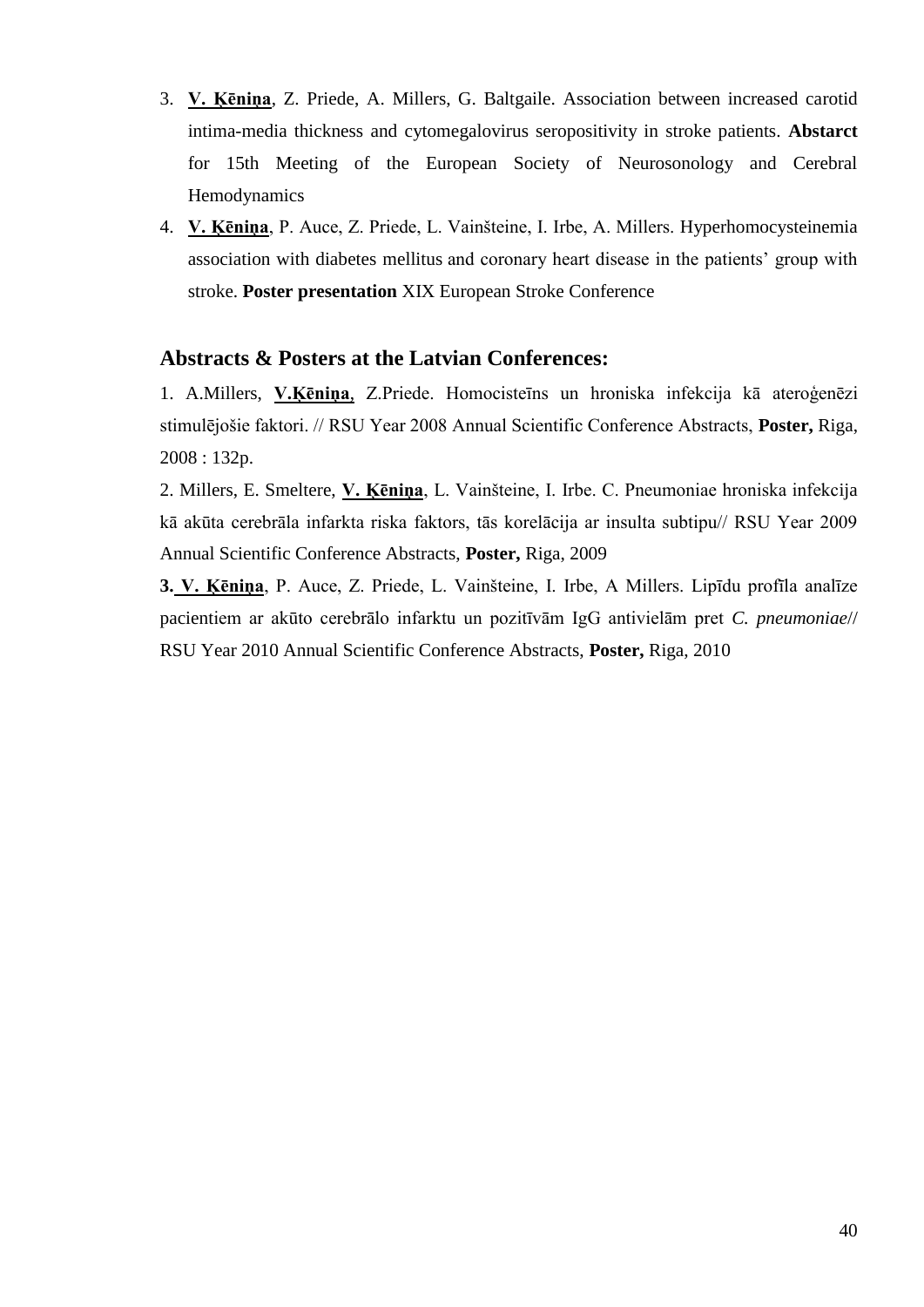3. **V. Ķēniņa**, Z. Priede, A. Millers, G. Baltgaile. Association between increased carotid intima-media thickness and cytomegalovirus seropositivity in stroke patients. **Abstarct** for 15th Meeting of the European Society of Neurosonology and Cerebral Hemodynamics
4. **V. Ķēniņa**, P. Auce, Z. Priede, L. Vainšteine, I. Irbe, A. Millers. Hyperhomocysteinemia association with diabetes mellitus and coronary heart disease in the patients' group with stroke. **Poster presentation** XIX European Stroke Conference

## Abstracts & Posters at the Latvian Conferences:

1. A.Millers, **V.Ķēniņa**, Z.Priede. Homocisteīns un hroniska infekcija kā aterogēnēzi stimulējošie faktori. // RSU Year 2008 Annual Scientific Conference Abstracts, **Poster,** Riga, 2008 : 132p.

2. Millers, E. Smeltere, **V. Ķēniņa**, L. Vainšteine, I. Irbe. C. Pneumoniae hroniska infekcija kā akūta cerebrāla infarkta riska faktors, tās korelācija ar insulta subtipu// RSU Year 2009 Annual Scientific Conference Abstracts, **Poster,** Riga, 2009

**3. V. Ķēniņa**, P. Auce, Z. Priede, L. Vainšteine, I. Irbe, A Millers. Lipīdu profīla analīze pacientiem ar akūto cerebrālo infarktu un pozitīvām IgG antivielām pret *C. pneumoniae*// RSU Year 2010 Annual Scientific Conference Abstracts, **Poster,** Riga, 2010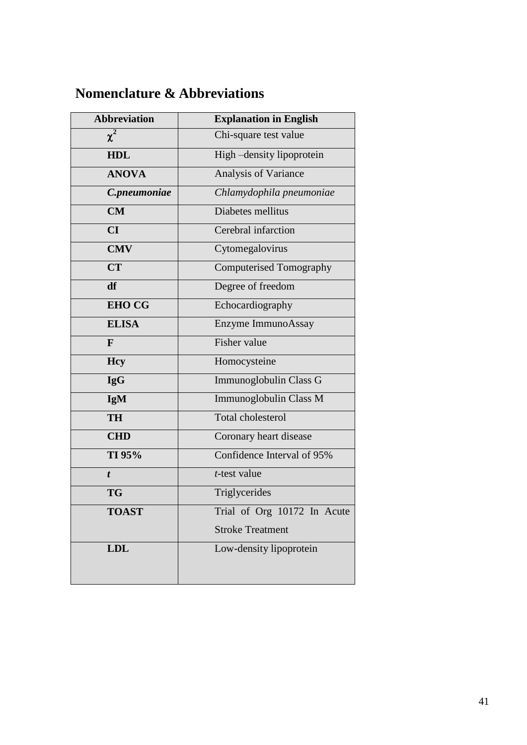## Nomenclature & Abbreviations

| Abbreviation | Explanation in English |
|---|---|
| $\chi^2$ | Chi-square test value |
| **HDL** | High –density lipoprotein |
| **ANOVA** | Analysis of Variance |
| ***C.pneumoniae*** | *Chlamydophila pneumoniae* |
| **CM** | Diabetes mellitus |
| **CI** | Cerebral infarction |
| **CMV** | Cytomegalovirus |
| **CT** | Computerised Tomography |
| **df** | Degree of freedom |
| **EHO CG** | Echocardiography |
| **ELISA** | Enzyme ImmunoAssay |
| **F** | Fisher value |
| **Hcy** | Homocysteine |
| **IgG** | Immunoglobulin Class G |
| **IgM** | Immunoglobulin Class M |
| **TH** | Total cholesterol |
| **CHD** | Coronary heart disease |
| **TI 95%** | Confidence Interval of 95% |
| ***t*** | *t*-test value |
| **TG** | Triglycerides |
| **TOAST** | Trial of Org 10172 In Acute Stroke Treatment |
| **LDL** | Low-density lipoprotein |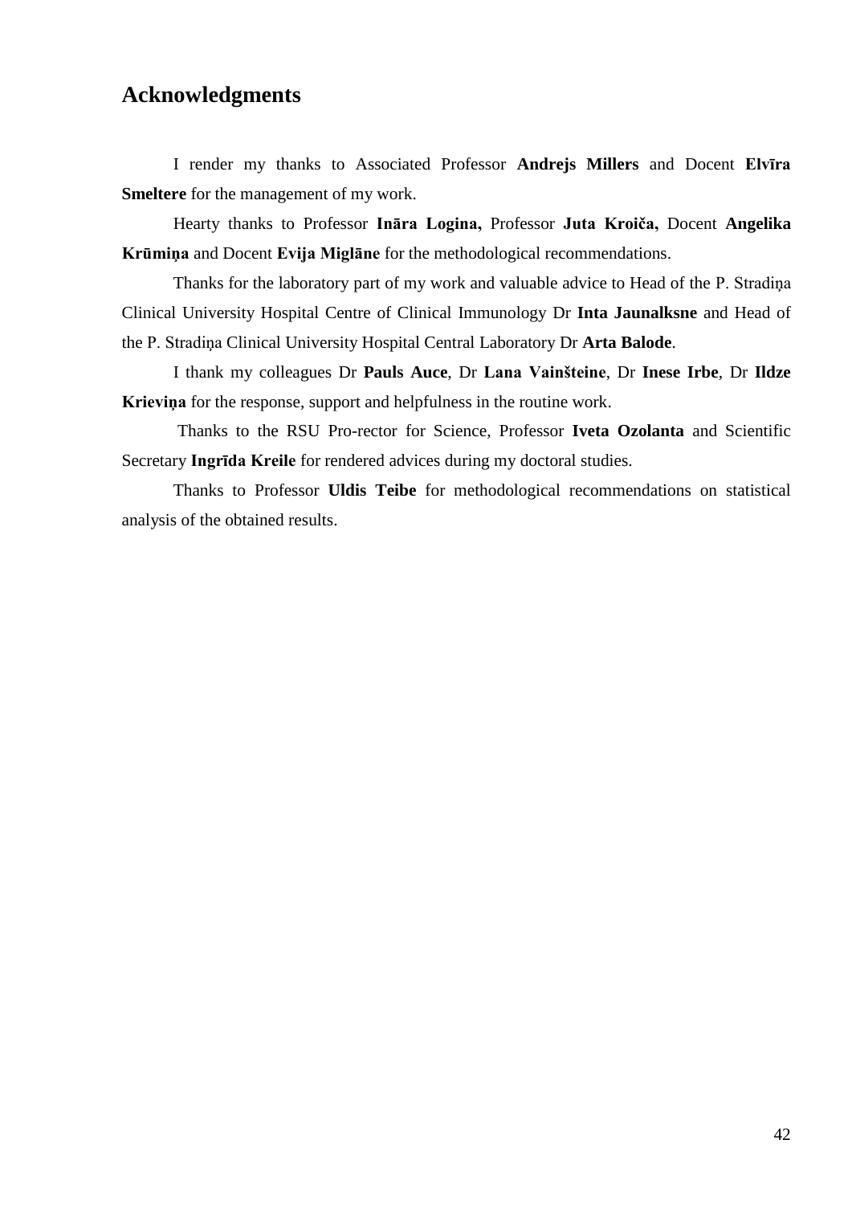## Acknowledgments

I render my thanks to Associated Professor **Andrejs Millers** and Docent **Elvīra Smeltere** for the management of my work.

Hearty thanks to Professor **Ināra Logina,** Professor **Juta Kroiča,** Docent **Angelika Krūmiņa** and Docent **Evija Miglāne** for the methodological recommendations.

Thanks for the laboratory part of my work and valuable advice to Head of the P. Stradiņa Clinical University Hospital Centre of Clinical Immunology Dr **Inta Jaunalksne** and Head of the P. Stradiņa Clinical University Hospital Central Laboratory Dr **Arta Balode**.

I thank my colleagues Dr **Pauls Auce**, Dr **Lana Vainšteine**, Dr **Inese Irbe**, Dr **Ildze Krieviņa** for the response, support and helpfulness in the routine work.

Thanks to the RSU Pro-rector for Science, Professor **Iveta Ozolanta** and Scientific Secretary **Ingrīda Kreile** for rendered advices during my doctoral studies.

Thanks to Professor **Uldis Teibe** for methodological recommendations on statistical analysis of the obtained results.